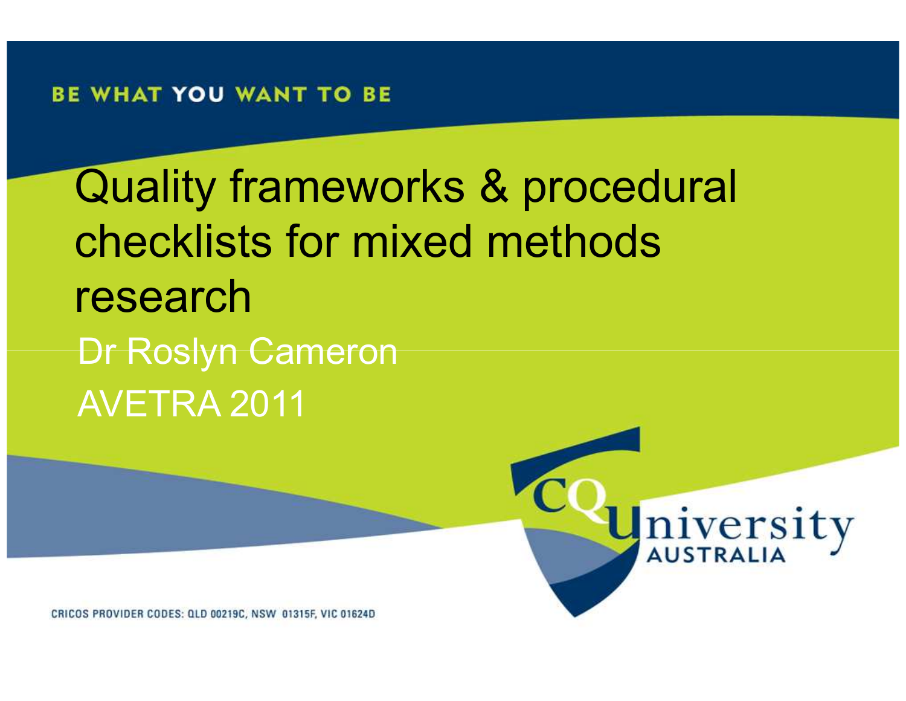BE WHAT YOU WANT TO BE

# Quality frameworks & procedural checklists for mixed methods research

Dr Roslyn Cameron

AVETRA 2011

CQUniversity AUSTRALIA

CRICOS PROVIDER CODES: QLD 00219C, NSW 01315F, VIC 01624D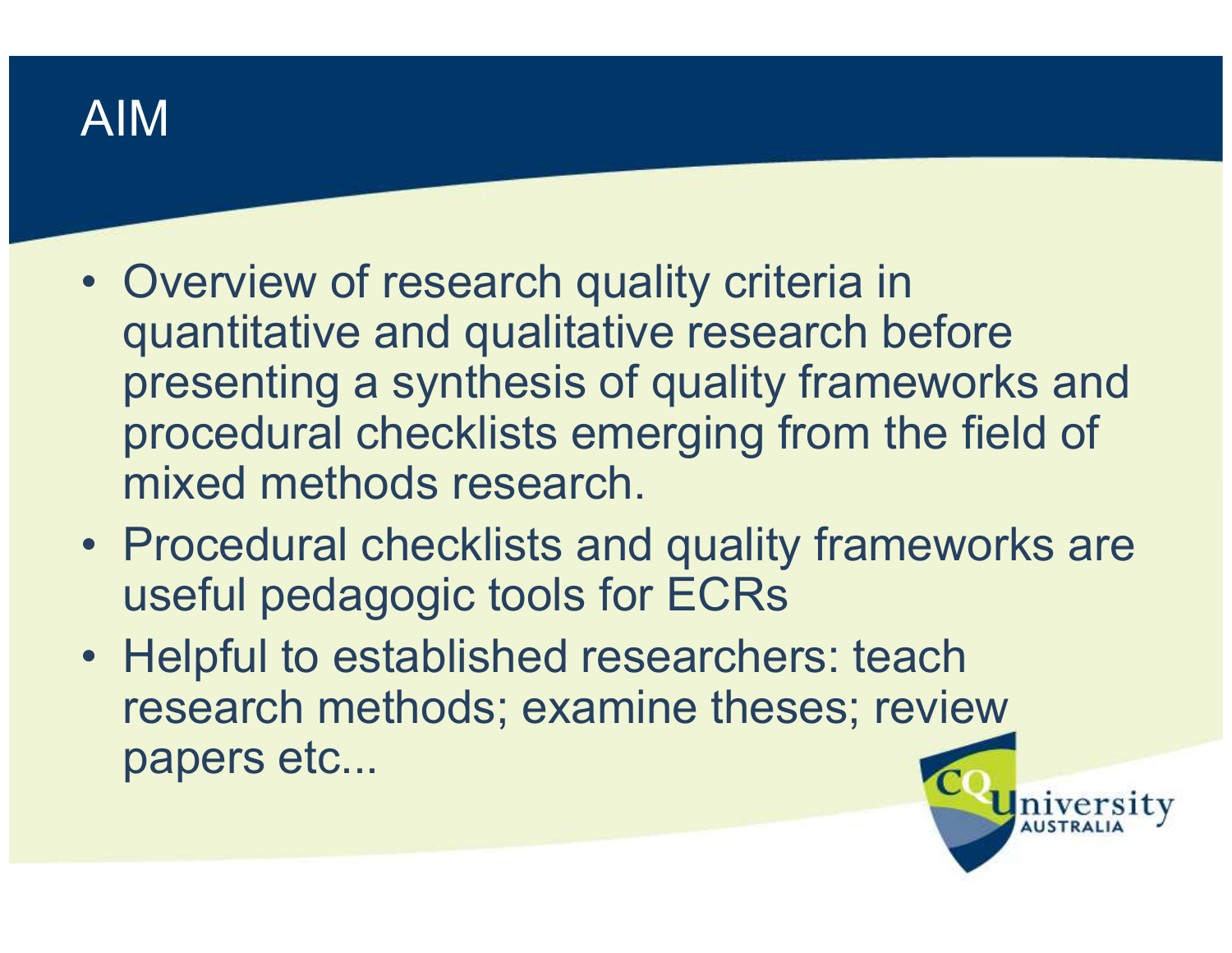# AIM

- Overview of research quality criteria in quantitative and qualitative research before presenting a synthesis of quality frameworks and procedural checklists emerging from the field of mixed methods research.
- Procedural checklists and quality frameworks are useful pedagogic tools for ECRs
- Helpful to established researchers: teach research methods; examine theses; review papers etc...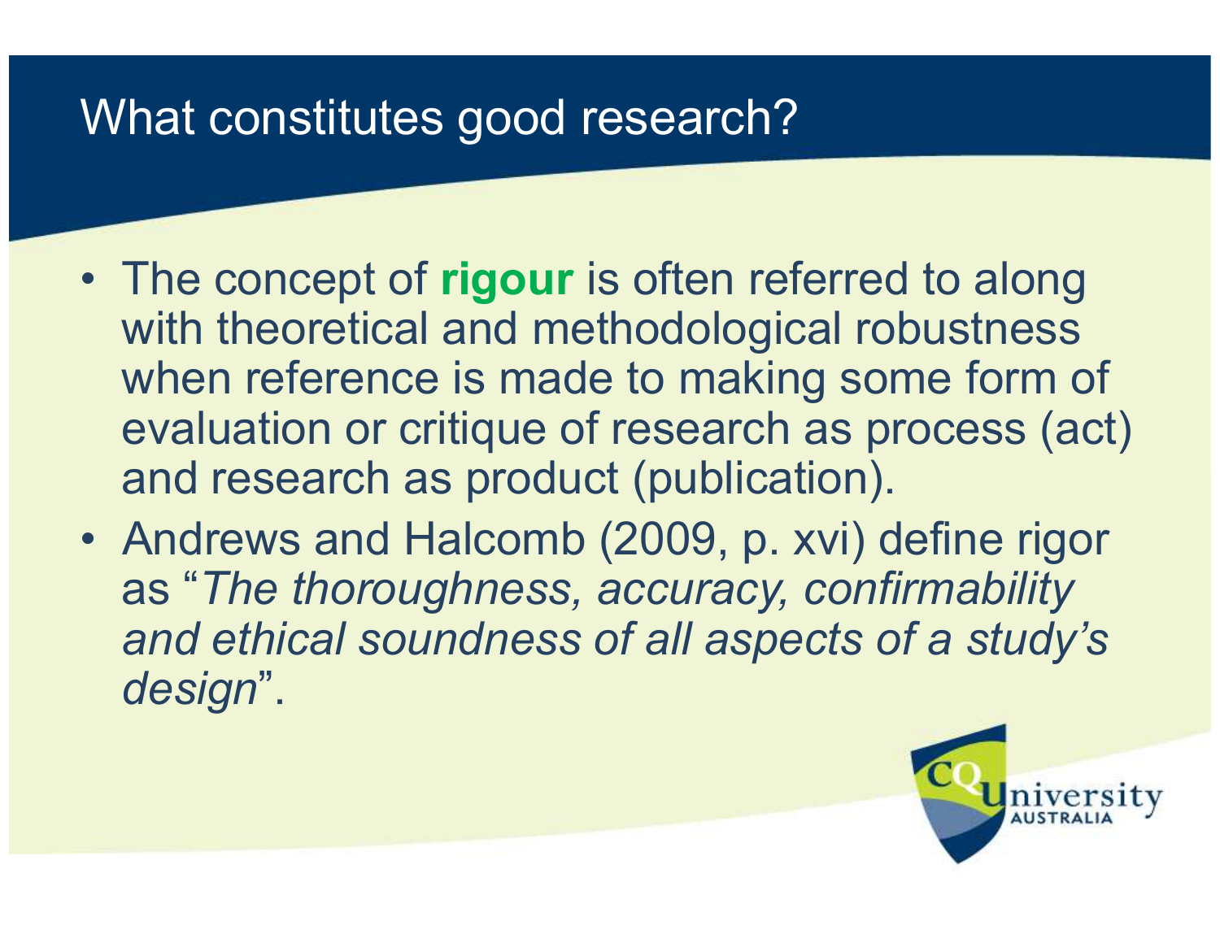# What constitutes good research?

- The concept of **rigour** is often referred to along with theoretical and methodological robustness when reference is made to making some form of evaluation or critique of research as process (act) and research as product (publication).
- Andrews and Halcomb (2009, p. xvi) define rigor as "*The thoroughness, accuracy, confirmability and ethical soundness of all aspects of a study's design*".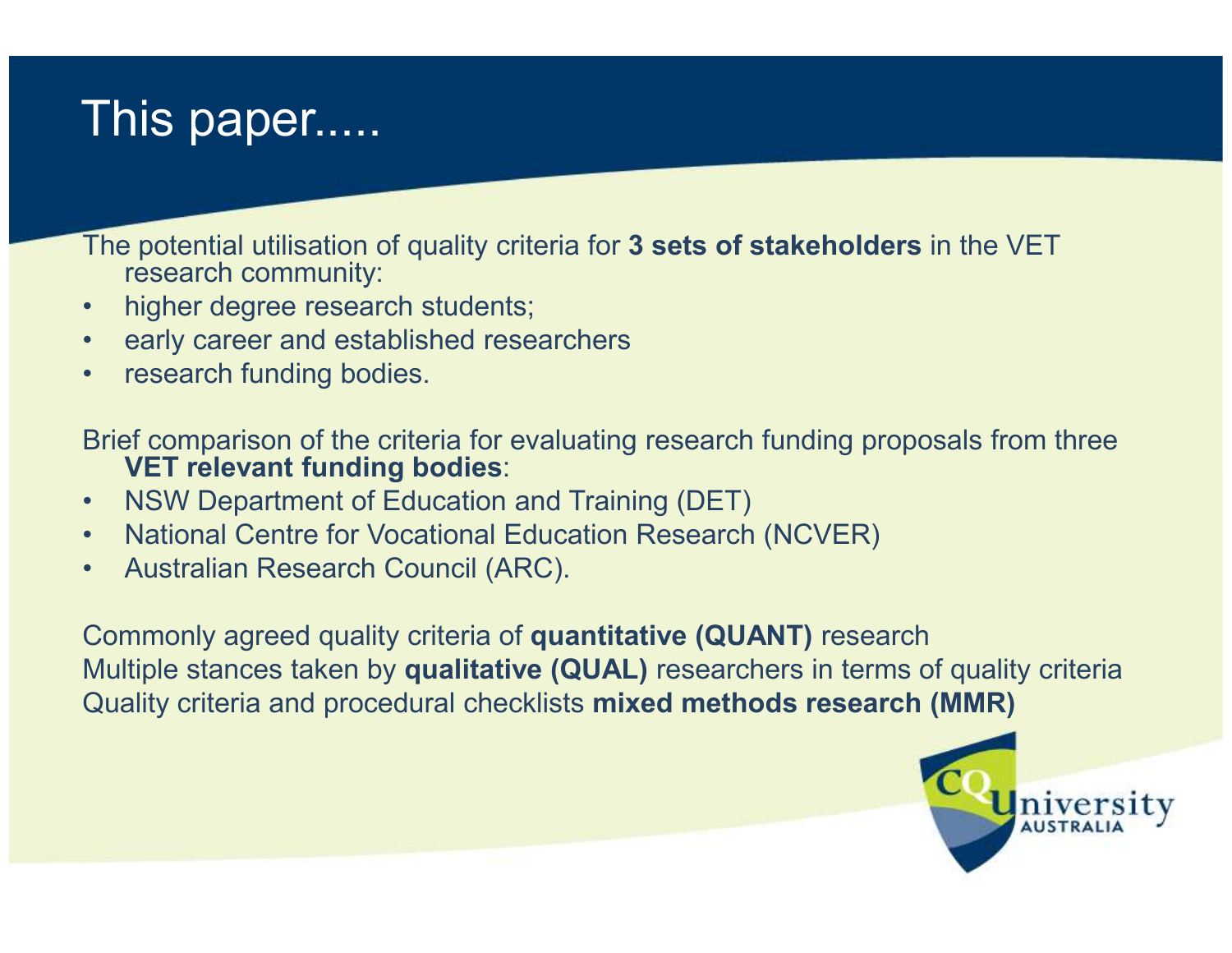# This paper.....

The potential utilisation of quality criteria for **3 sets of stakeholders** in the VET research community:

- higher degree research students;
- early career and established researchers
- research funding bodies.

Brief comparison of the criteria for evaluating research funding proposals from three **VET relevant funding bodies**:

- NSW Department of Education and Training (DET)
- National Centre for Vocational Education Research (NCVER)
- Australian Research Council (ARC).

Commonly agreed quality criteria of **quantitative (QUANT)** research
Multiple stances taken by **qualitative (QUAL)** researchers in terms of quality criteria
Quality criteria and procedural checklists **mixed methods research (MMR)**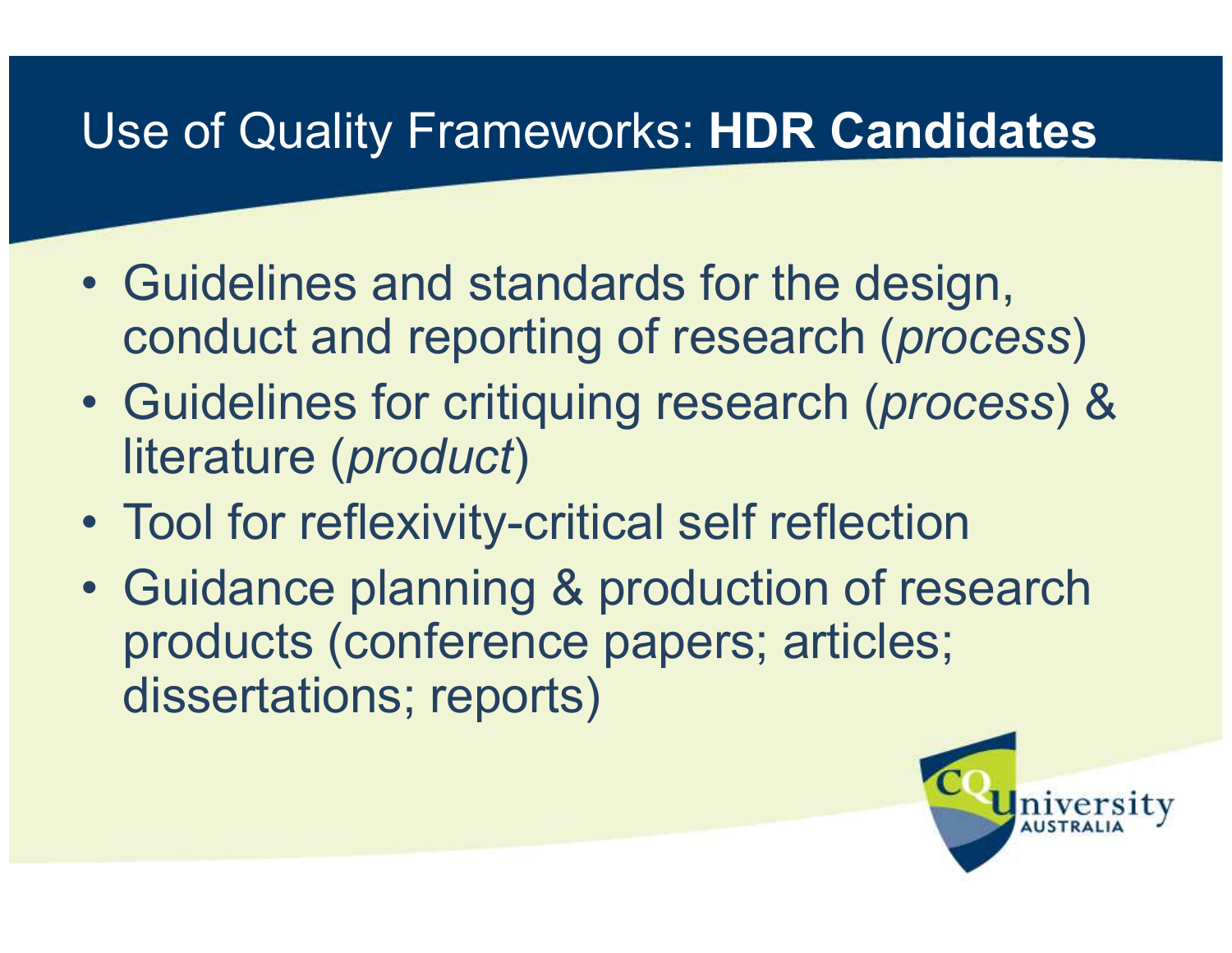# Use of Quality Frameworks: **HDR Candidates**

- Guidelines and standards for the design, conduct and reporting of research (*process*)
- Guidelines for critiquing research (*process*) & literature (*product*)
- Tool for reflexivity-critical self reflection
- Guidance planning & production of research products (conference papers; articles; dissertations; reports)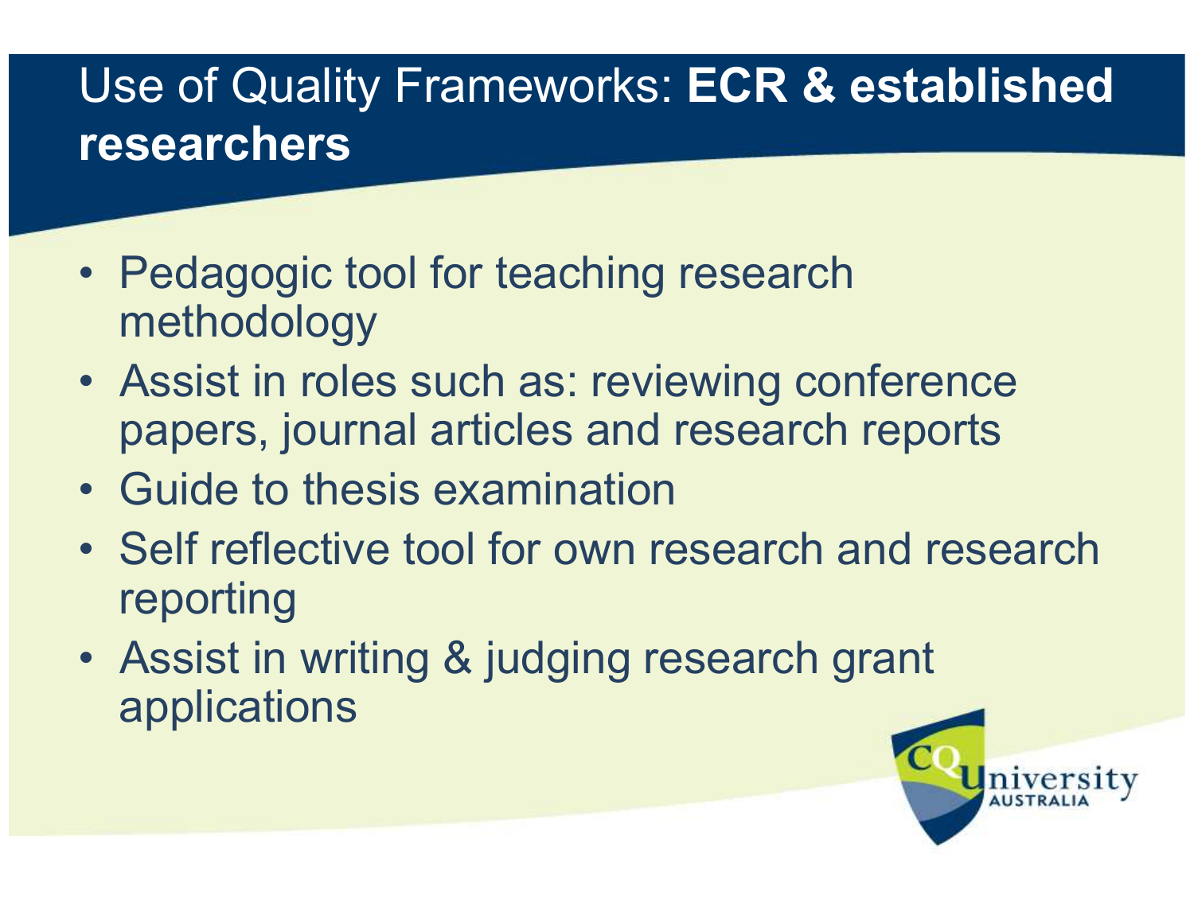# Use of Quality Frameworks: **ECR & established researchers**

- Pedagogic tool for teaching research methodology
- Assist in roles such as: reviewing conference papers, journal articles and research reports
- Guide to thesis examination
- Self reflective tool for own research and research reporting
- Assist in writing & judging research grant applications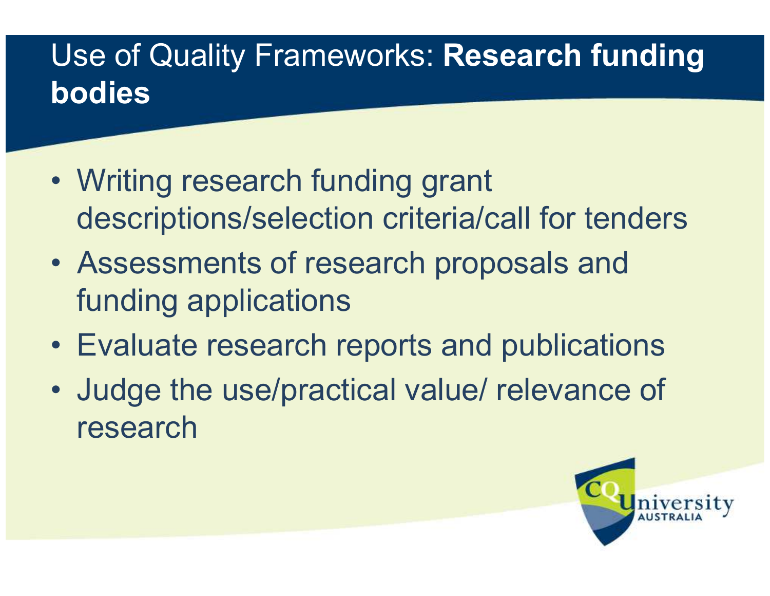# Use of Quality Frameworks: **Research funding bodies**

- Writing research funding grant descriptions/selection criteria/call for tenders
- Assessments of research proposals and funding applications
- Evaluate research reports and publications
- Judge the use/practical value/ relevance of research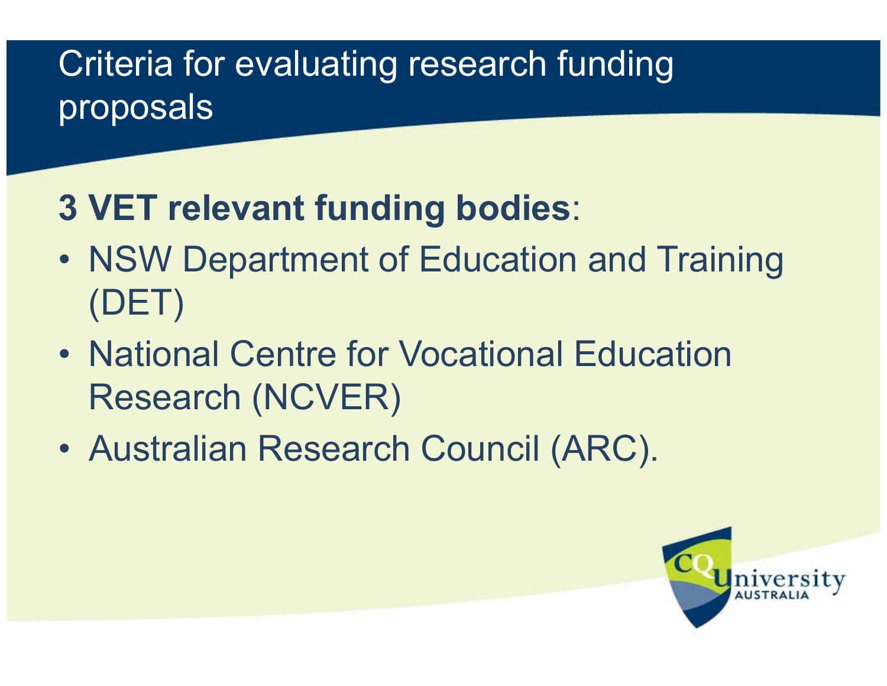# Criteria for evaluating research funding proposals

**3 VET relevant funding bodies**:

- NSW Department of Education and Training (DET)
- National Centre for Vocational Education Research (NCVER)
- Australian Research Council (ARC).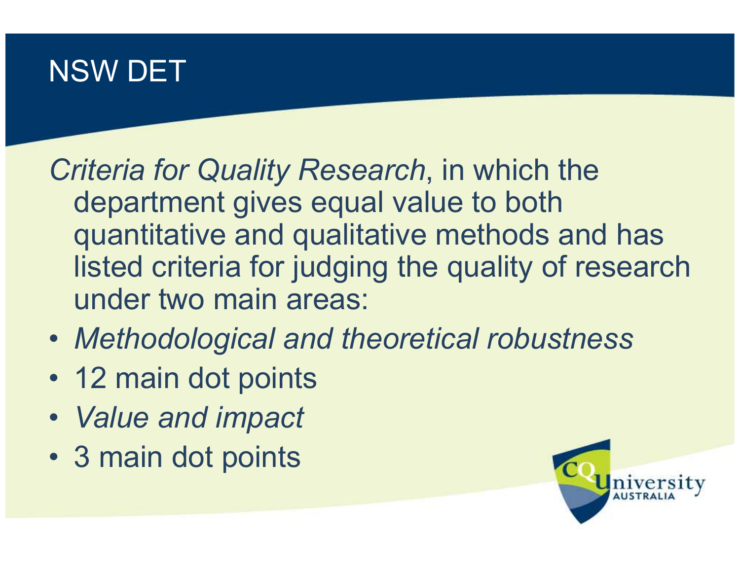# NSW DET

*Criteria for Quality Research*, in which the department gives equal value to both quantitative and qualitative methods and has listed criteria for judging the quality of research under two main areas:

- *Methodological and theoretical robustness*
- 12 main dot points
- *Value and impact*
- 3 main dot points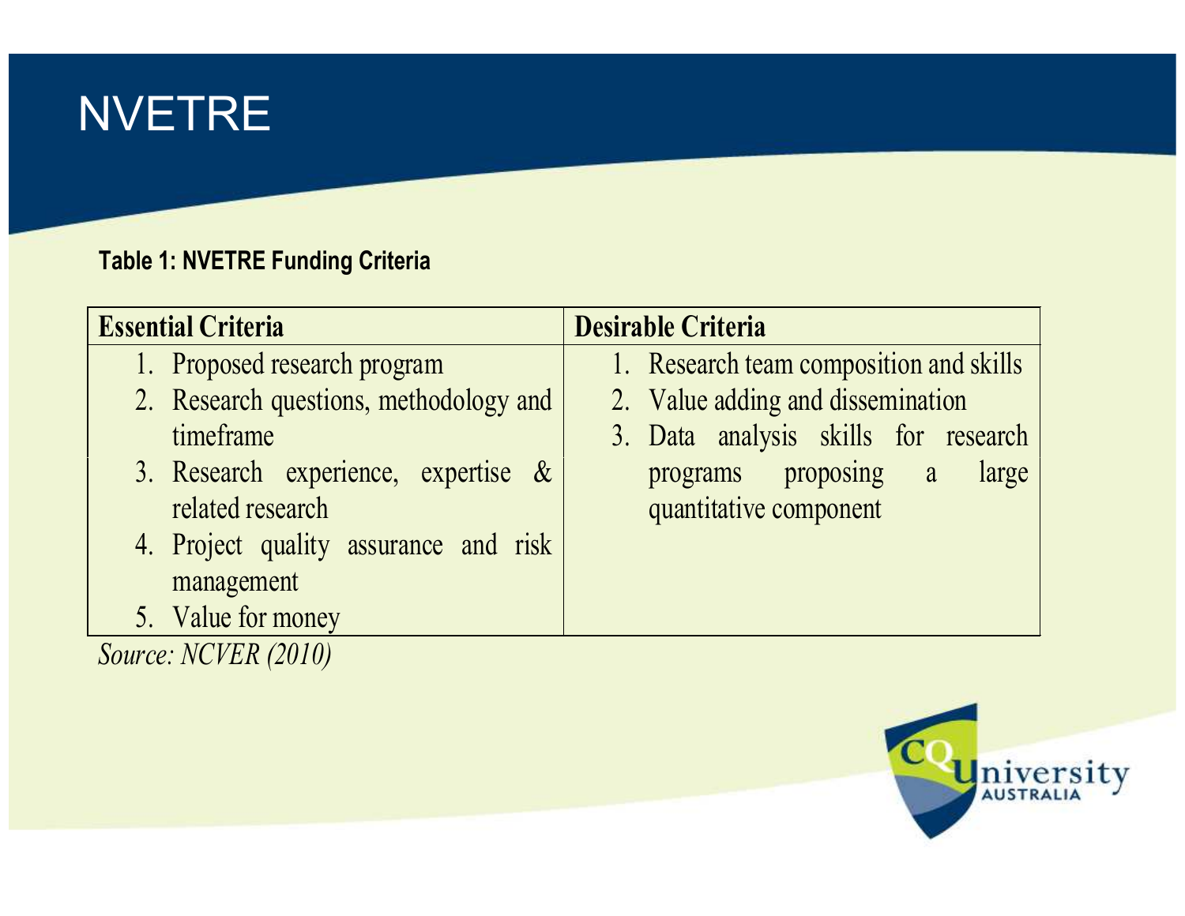# NVETRE

**Table 1: NVETRE Funding Criteria**

| Essential Criteria | Desirable Criteria |
|---|---|
| 1. Proposed research program<br>2. Research questions, methodology and timeframe<br>3. Research experience, expertise & related research<br>4. Project quality assurance and risk management<br>5. Value for money | 1. Research team composition and skills<br>2. Value adding and dissemination<br>3. Data analysis skills for research programs proposing a large quantitative component |

*Source: NCVER (2010)*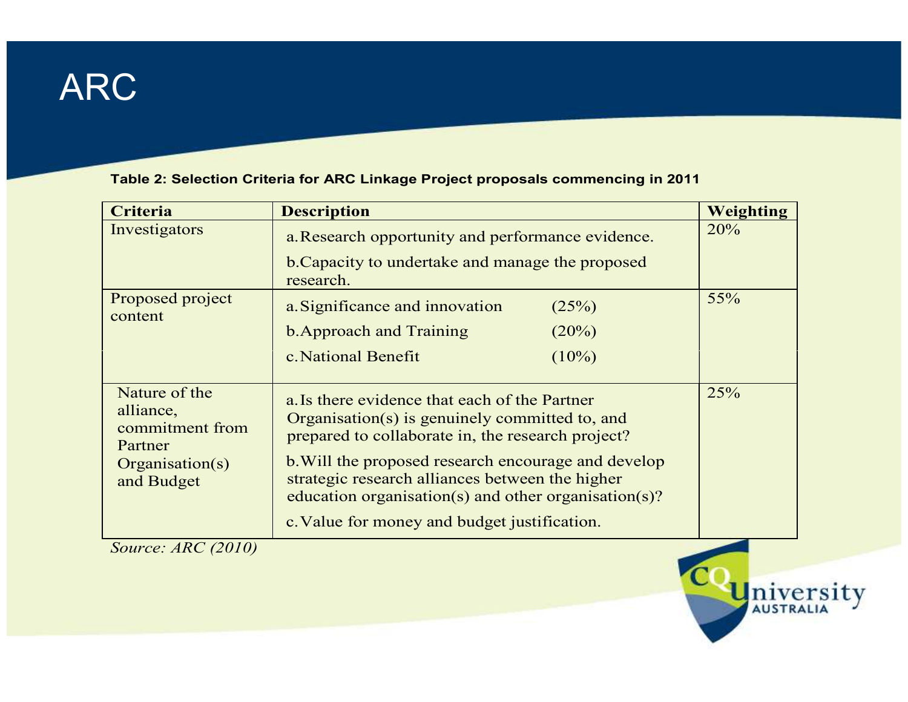# ARC

**Table 2: Selection Criteria for ARC Linkage Project proposals commencing in 2011**

| Criteria | Description | Weighting |
|---|---|---|
| Investigators | a. Research opportunity and performance evidence.<br>b. Capacity to undertake and manage the proposed research. | 20% |
| Proposed project content | a. Significance and innovation (25%)<br>b. Approach and Training (20%)<br>c. National Benefit (10%) | 55% |
| Nature of the alliance, commitment from Partner Organisation(s) and Budget | a. Is there evidence that each of the Partner Organisation(s) is genuinely committed to, and prepared to collaborate in, the research project?<br>b. Will the proposed research encourage and develop strategic research alliances between the higher education organisation(s) and other organisation(s)?<br>c. Value for money and budget justification. | 25% |

*Source: ARC (2010)*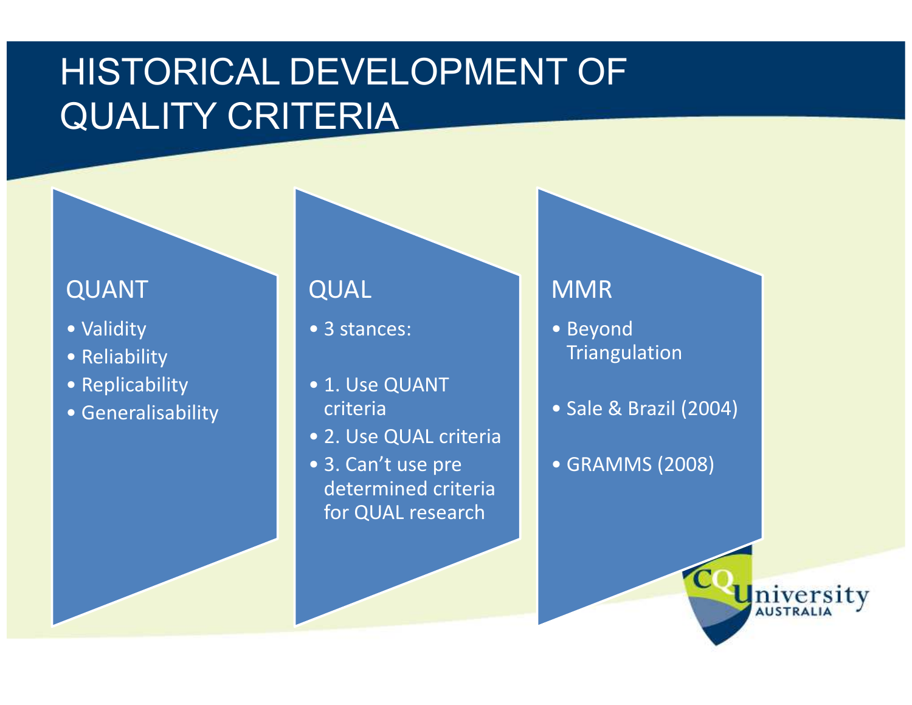# HISTORICAL DEVELOPMENT OF QUALITY CRITERIA

## QUANT

- Validity
- Reliability
- Replicability
- Generalisability

## QUAL

- 3 stances:
- 1. Use QUANT criteria
- 2. Use QUAL criteria
- 3. Can't use pre determined criteria for QUAL research

## MMR

- Beyond Triangulation
- Sale & Brazil (2004)
- GRAMMS (2008)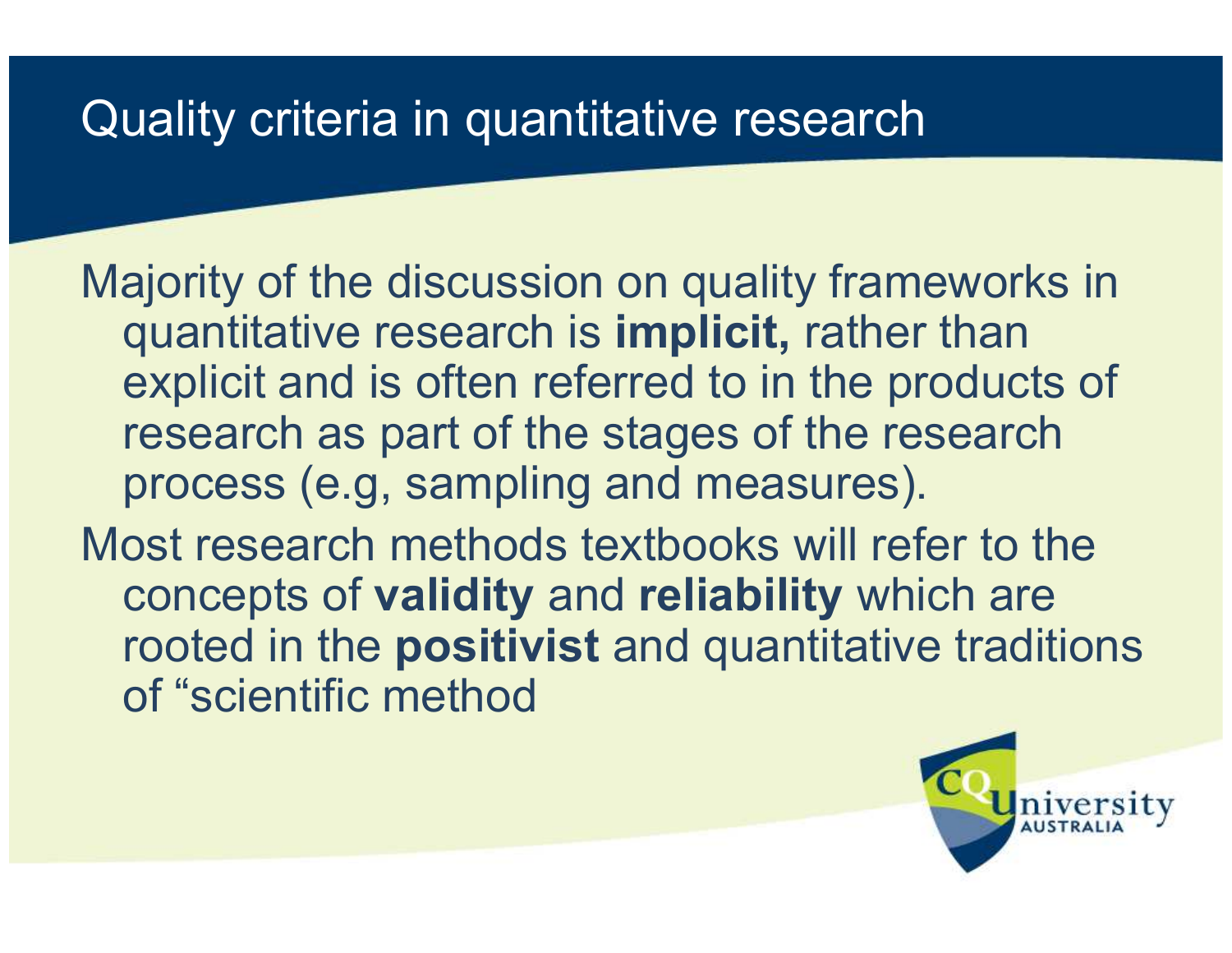# Quality criteria in quantitative research

Majority of the discussion on quality frameworks in quantitative research is **implicit,** rather than explicit and is often referred to in the products of research as part of the stages of the research process (e.g, sampling and measures).

Most research methods textbooks will refer to the concepts of **validity** and **reliability** which are rooted in the **positivist** and quantitative traditions of "scientific method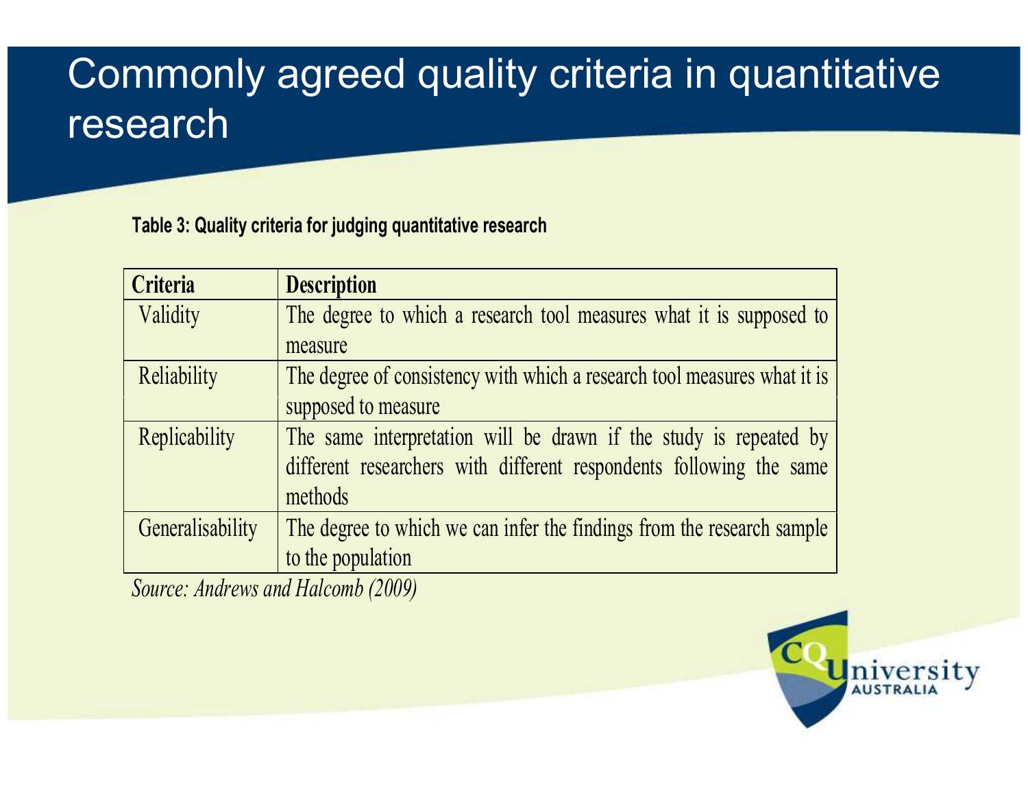# Commonly agreed quality criteria in quantitative research

**Table 3: Quality criteria for judging quantitative research**

| Criteria | Description |
|---|---|
| Validity | The degree to which a research tool measures what it is supposed to measure |
| Reliability | The degree of consistency with which a research tool measures what it is supposed to measure |
| Replicability | The same interpretation will be drawn if the study is repeated by different researchers with different respondents following the same methods |
| Generalisability | The degree to which we can infer the findings from the research sample to the population |

*Source: Andrews and Halcomb (2009)*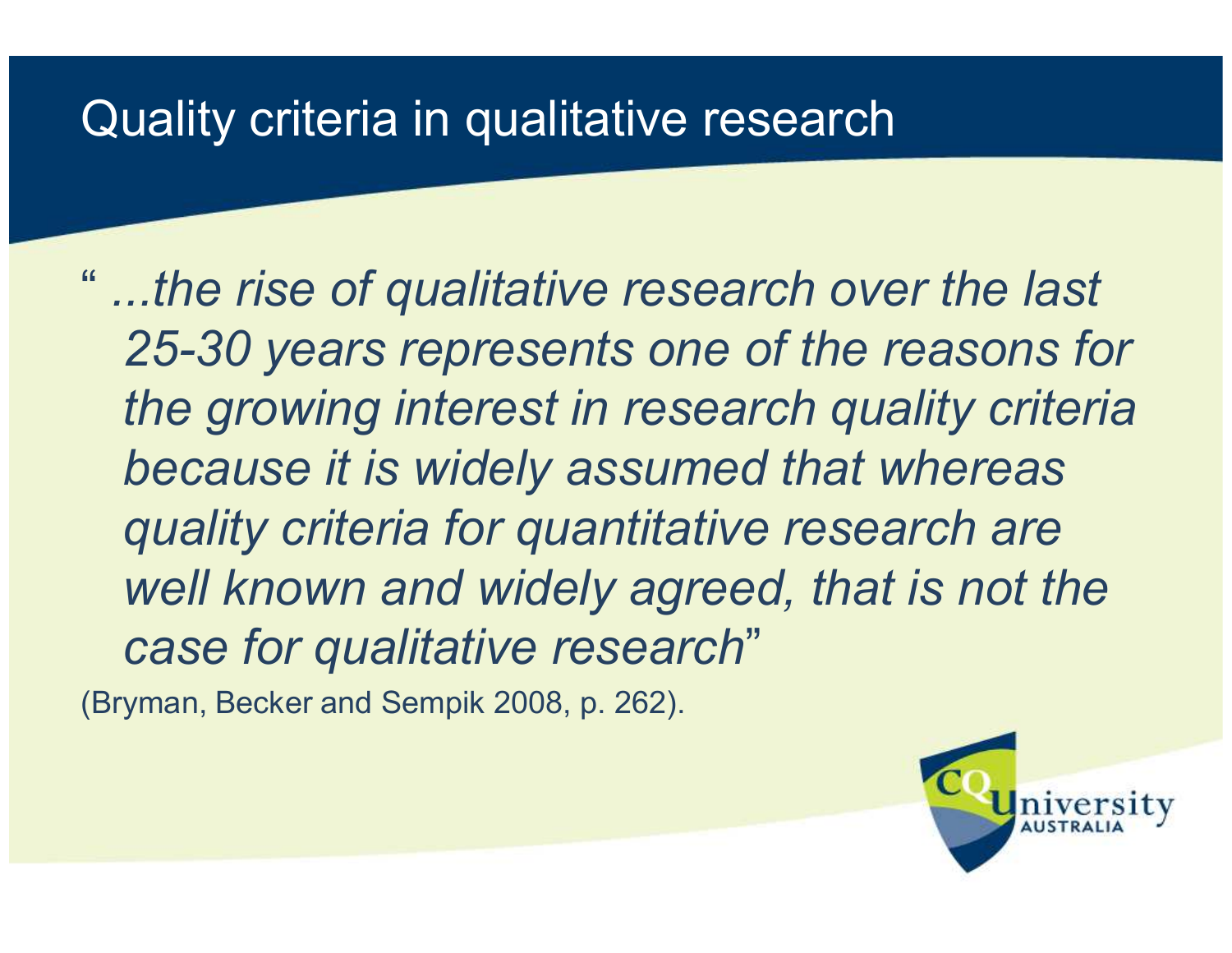# Quality criteria in qualitative research

" *...the rise of qualitative research over the last 25-30 years represents one of the reasons for the growing interest in research quality criteria because it is widely assumed that whereas quality criteria for quantitative research are well known and widely agreed, that is not the case for qualitative research*"

(Bryman, Becker and Sempik 2008, p. 262).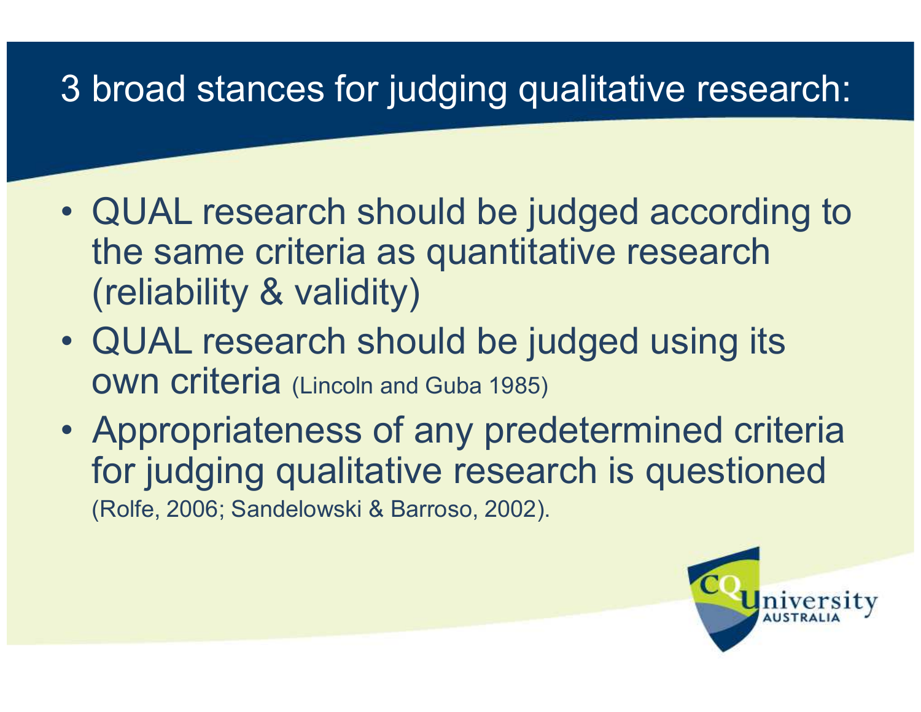# 3 broad stances for judging qualitative research:

- QUAL research should be judged according to the same criteria as quantitative research (reliability & validity)
- QUAL research should be judged using its own criteria (Lincoln and Guba 1985)
- Appropriateness of any predetermined criteria for judging qualitative research is questioned (Rolfe, 2006; Sandelowski & Barroso, 2002).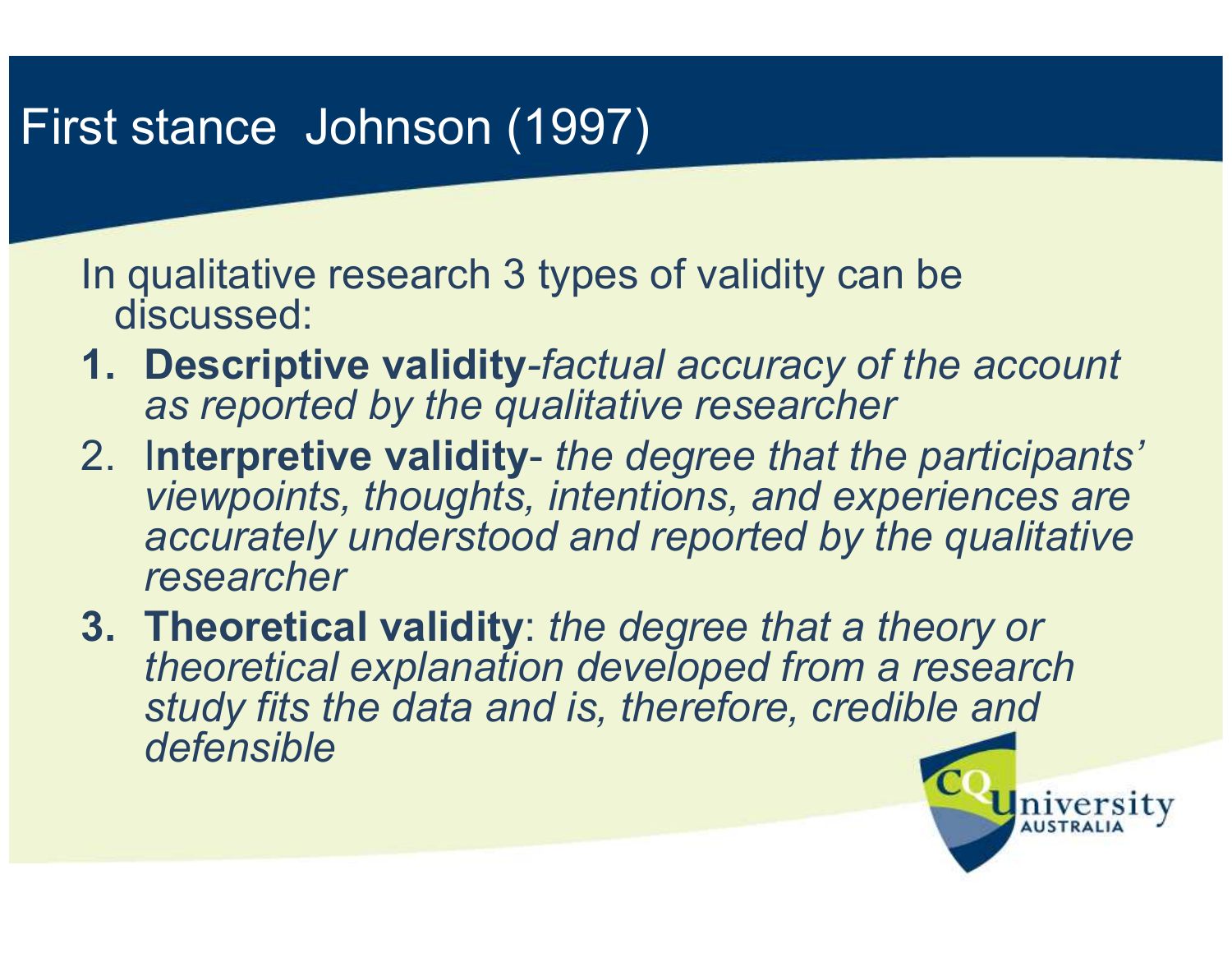# First stance Johnson (1997)

In qualitative research 3 types of validity can be discussed:

1. **Descriptive validity**-*factual accuracy of the account as reported by the qualitative researcher*
2. I**nterpretive validity**- *the degree that the participants' viewpoints, thoughts, intentions, and experiences are accurately understood and reported by the qualitative researcher*
3. **Theoretical validity**: *the degree that a theory or theoretical explanation developed from a research study fits the data and is, therefore, credible and defensible*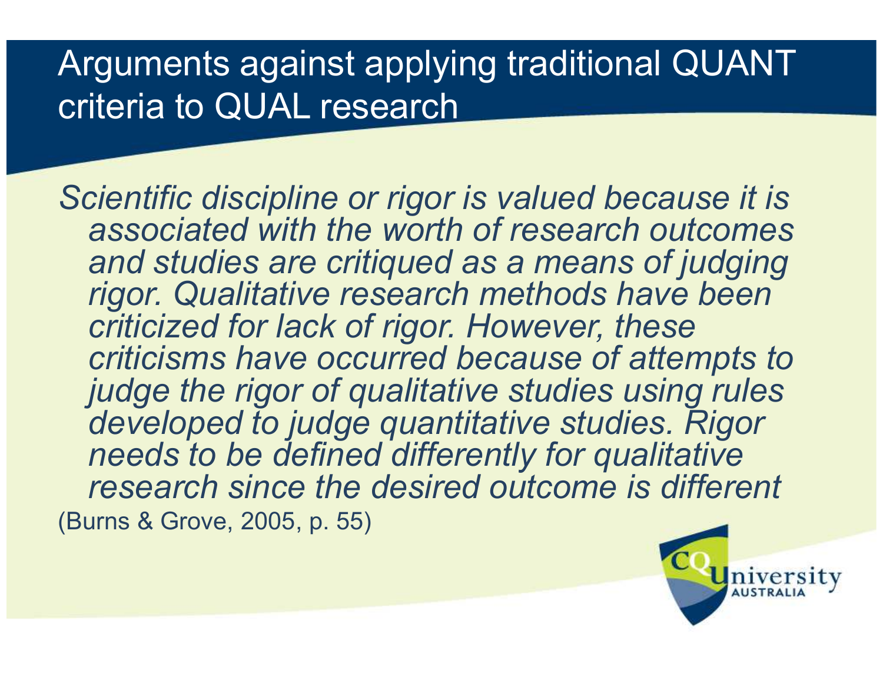# Arguments against applying traditional QUANT criteria to QUAL research

*Scientific discipline or rigor is valued because it is associated with the worth of research outcomes and studies are critiqued as a means of judging rigor. Qualitative research methods have been criticized for lack of rigor. However, these criticisms have occurred because of attempts to judge the rigor of qualitative studies using rules developed to judge quantitative studies. Rigor needs to be defined differently for qualitative research since the desired outcome is different*

(Burns & Grove, 2005, p. 55)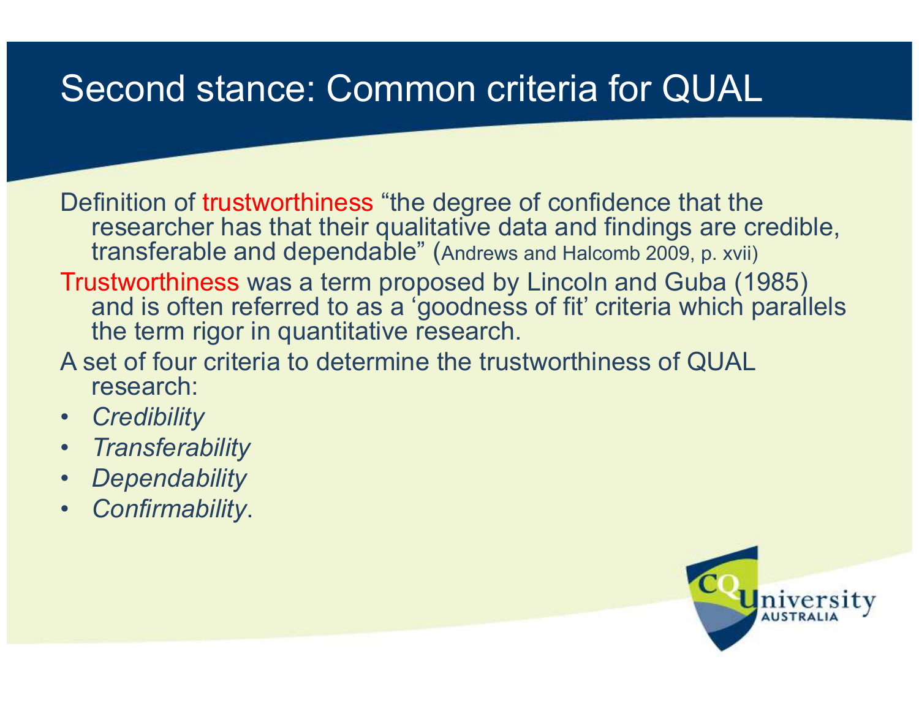# Second stance: Common criteria for QUAL

Definition of trustworthiness "the degree of confidence that the researcher has that their qualitative data and findings are credible, transferable and dependable" (Andrews and Halcomb 2009, p. xvii)

Trustworthiness was a term proposed by Lincoln and Guba (1985) and is often referred to as a 'goodness of fit' criteria which parallels the term rigor in quantitative research.

A set of four criteria to determine the trustworthiness of QUAL research:

- *Credibility*
- *Transferability*
- *Dependability*
- *Confirmability*.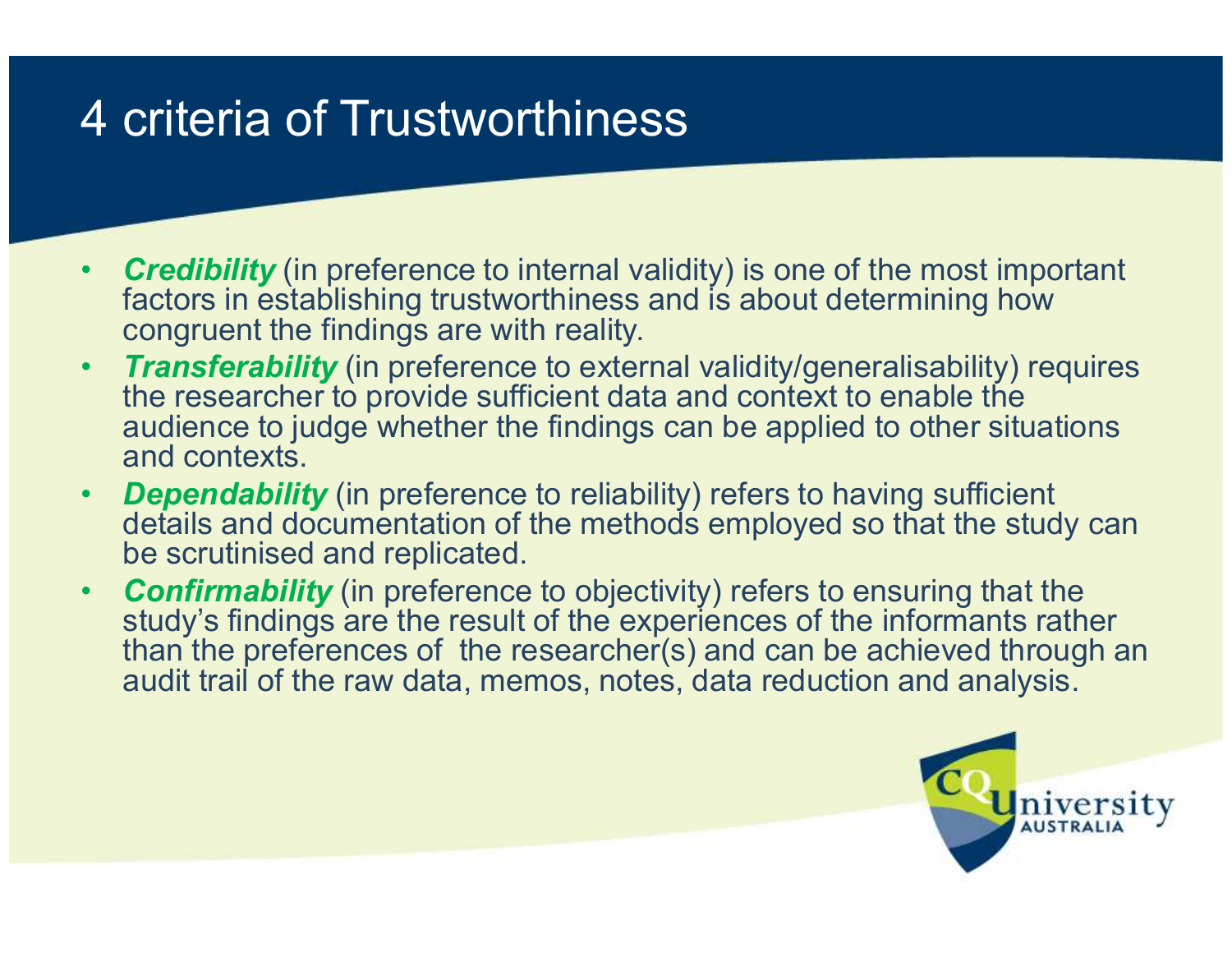# 4 criteria of Trustworthiness

- ***Credibility*** (in preference to internal validity) is one of the most important factors in establishing trustworthiness and is about determining how congruent the findings are with reality.
- ***Transferability*** (in preference to external validity/generalisability) requires the researcher to provide sufficient data and context to enable the audience to judge whether the findings can be applied to other situations and contexts.
- ***Dependability*** (in preference to reliability) refers to having sufficient details and documentation of the methods employed so that the study can be scrutinised and replicated.
- ***Confirmability*** (in preference to objectivity) refers to ensuring that the study's findings are the result of the experiences of the informants rather than the preferences of the researcher(s) and can be achieved through an audit trail of the raw data, memos, notes, data reduction and analysis.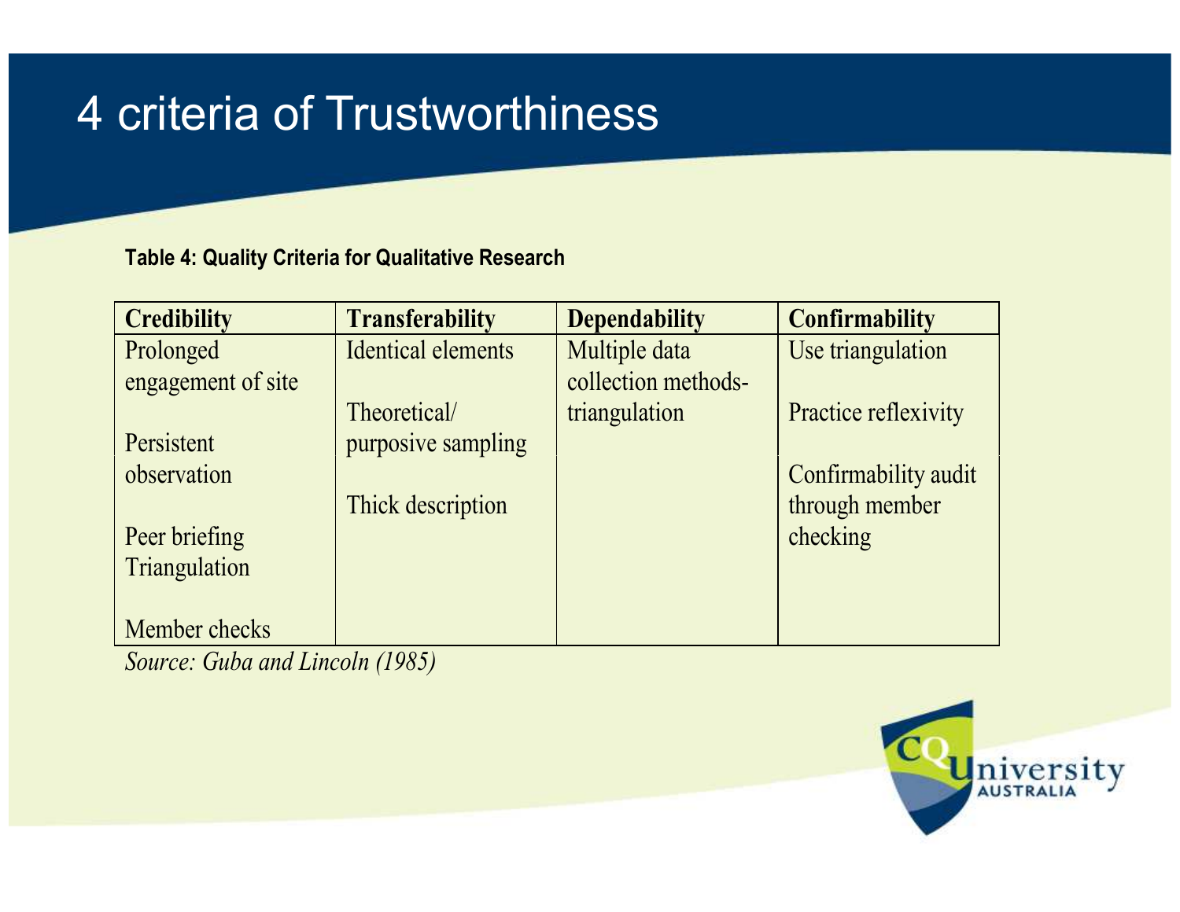# 4 criteria of Trustworthiness

**Table 4: Quality Criteria for Qualitative Research**

| Credibility | Transferability | Dependability | Confirmability |
|---|---|---|---|
| Prolonged engagement of site<br><br>Persistent observation<br><br>Peer briefing<br>Triangulation<br><br>Member checks | Identical elements<br><br>Theoretical/ purposive sampling<br><br>Thick description | Multiple data collection methods- triangulation | Use triangulation<br><br>Practice reflexivity<br><br>Confirmability audit through member checking |

*Source: Guba and Lincoln (1985)*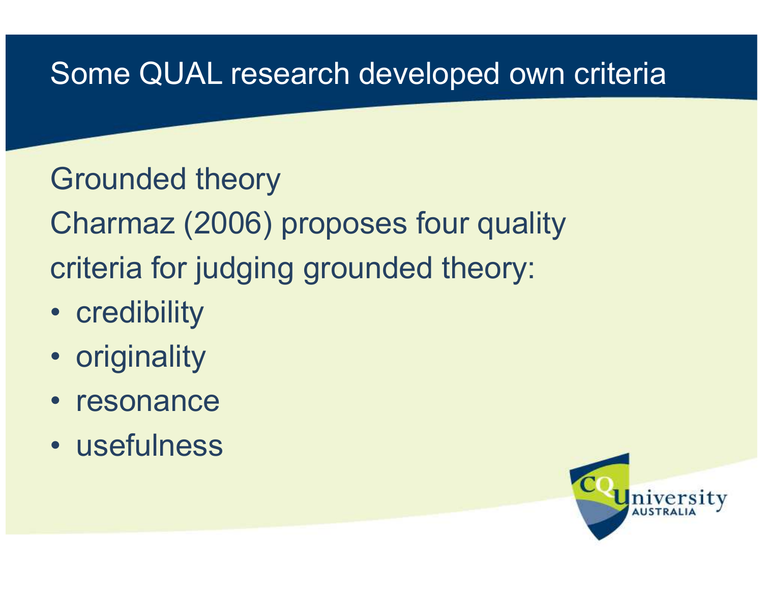# Some QUAL research developed own criteria

Grounded theory

Charmaz (2006) proposes four quality criteria for judging grounded theory:

- credibility
- originality
- resonance
- usefulness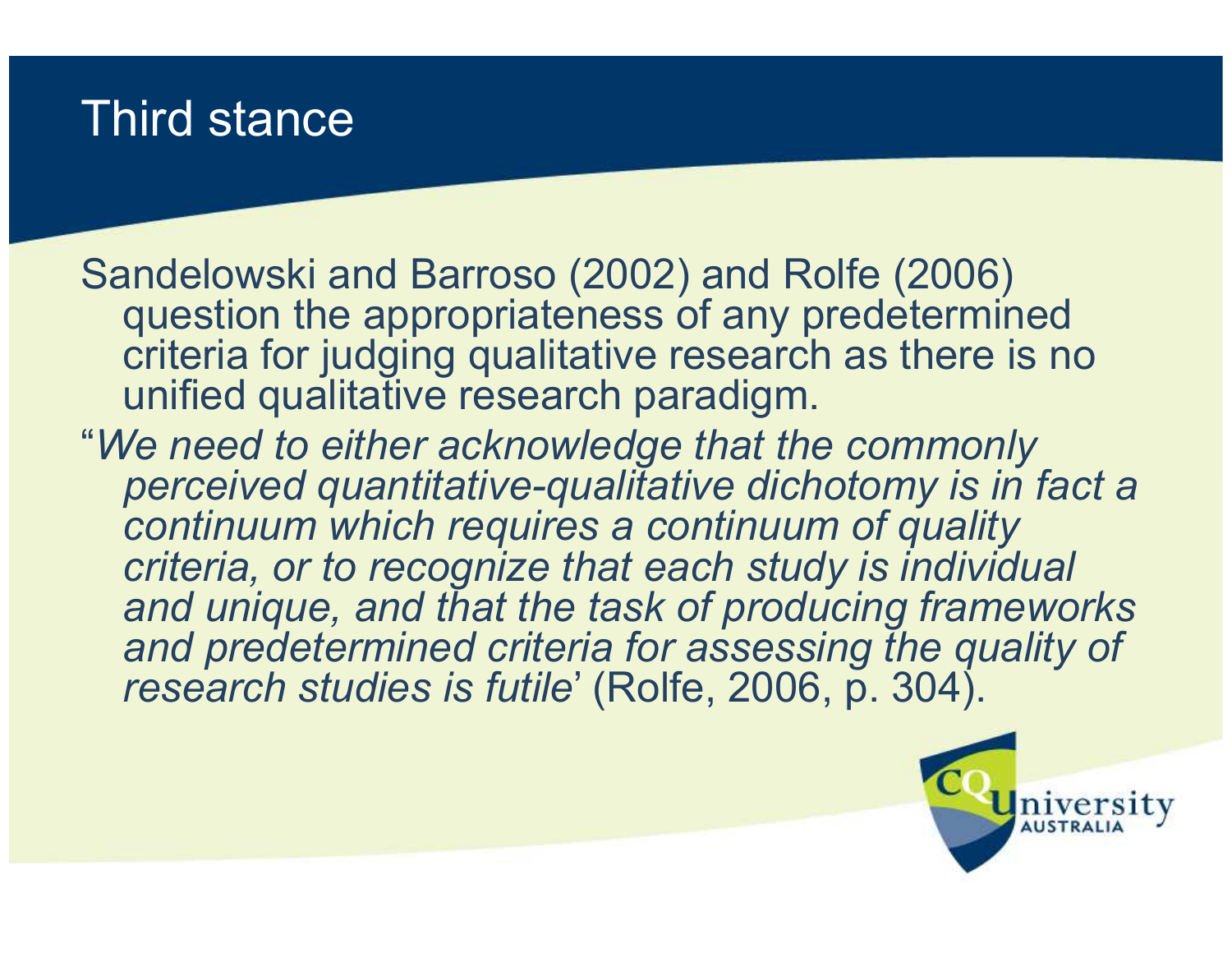# Third stance

Sandelowski and Barroso (2002) and Rolfe (2006) question the appropriateness of any predetermined criteria for judging qualitative research as there is no unified qualitative research paradigm.

"*We need to either acknowledge that the commonly perceived quantitative-qualitative dichotomy is in fact a continuum which requires a continuum of quality criteria, or to recognize that each study is individual and unique, and that the task of producing frameworks and predetermined criteria for assessing the quality of research studies is futile*' (Rolfe, 2006, p. 304).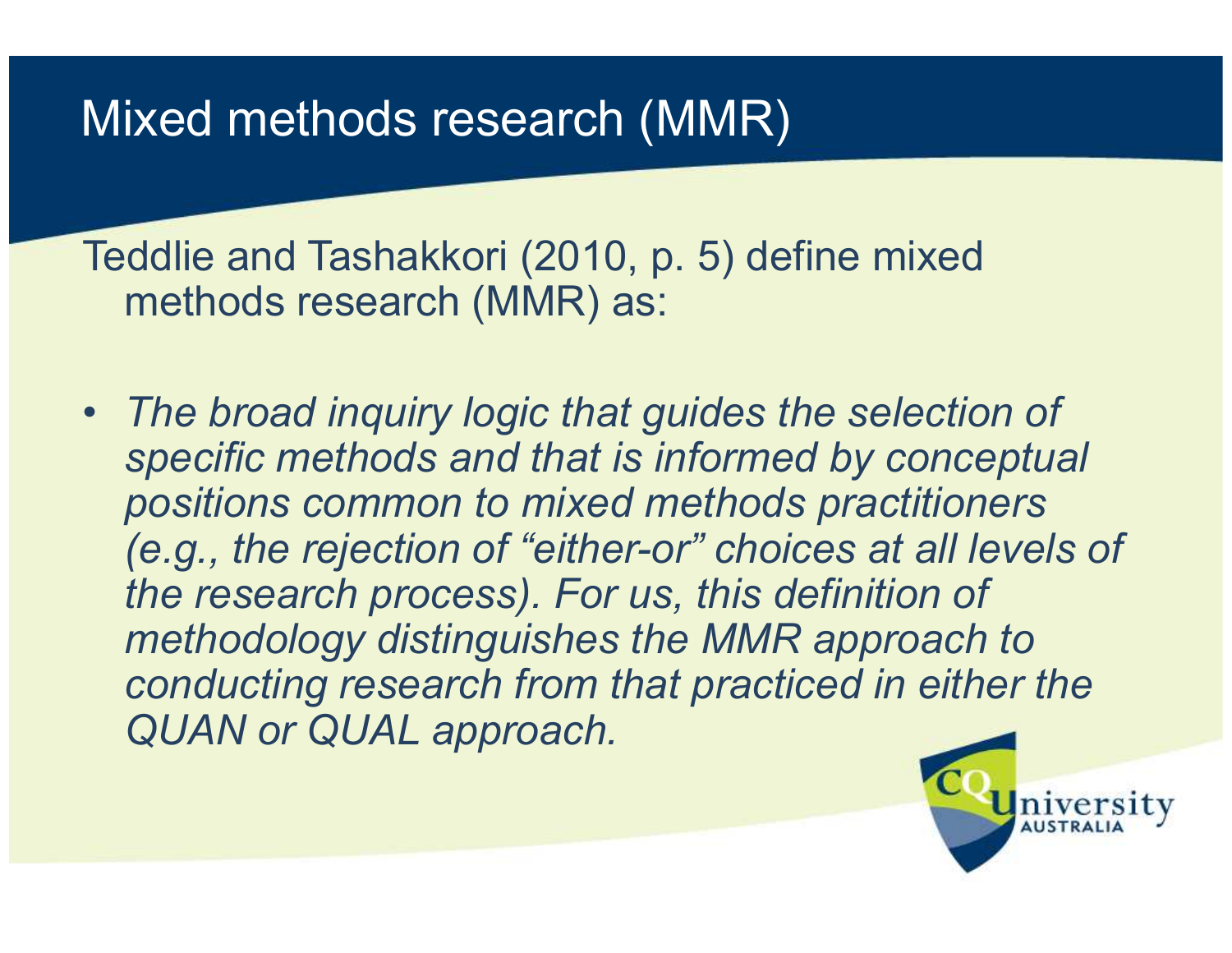# Mixed methods research (MMR)

Teddlie and Tashakkori (2010, p. 5) define mixed methods research (MMR) as:

- *The broad inquiry logic that guides the selection of specific methods and that is informed by conceptual positions common to mixed methods practitioners (e.g., the rejection of "either-or" choices at all levels of the research process). For us, this definition of methodology distinguishes the MMR approach to conducting research from that practiced in either the QUAN or QUAL approach.*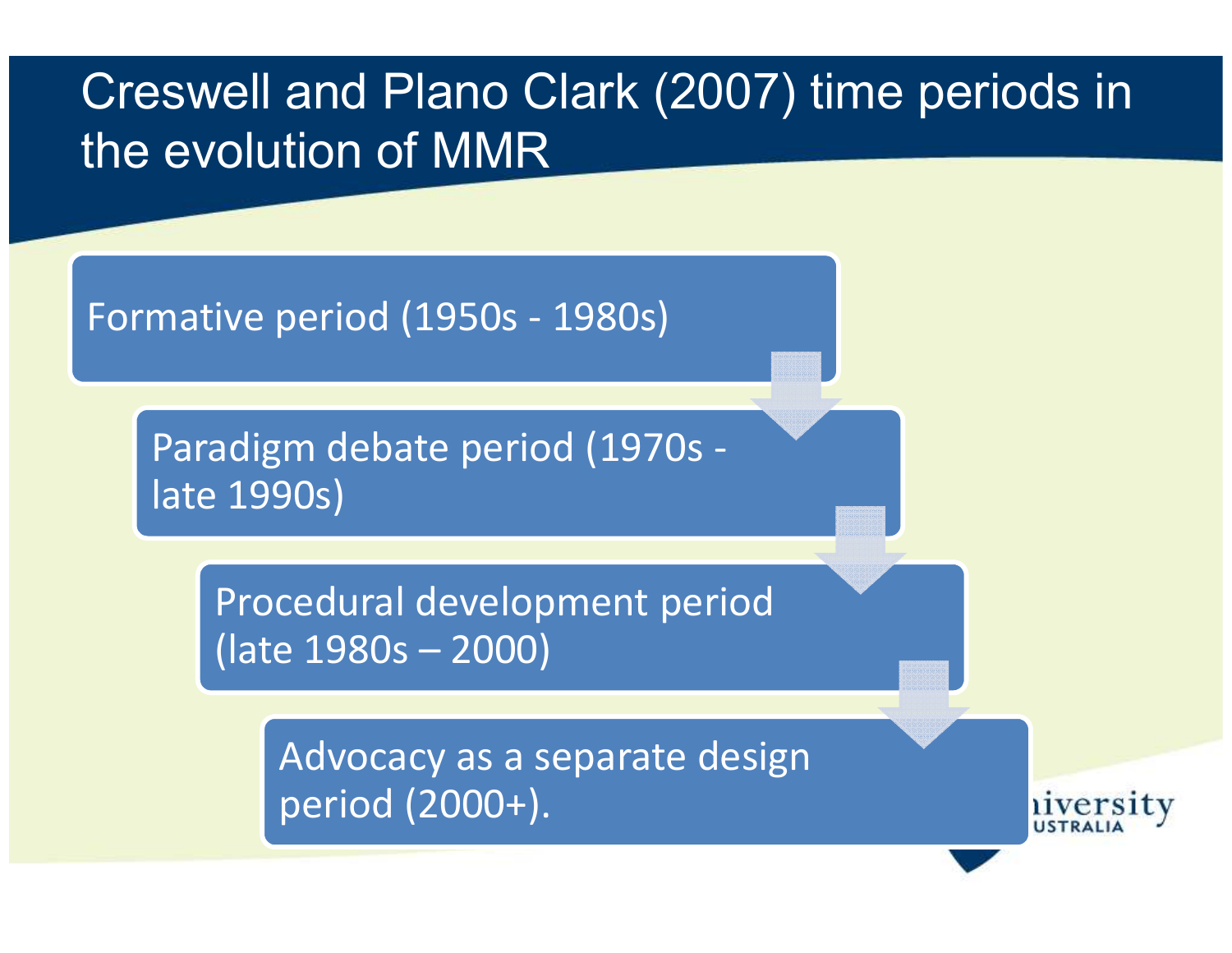# Creswell and Plano Clark (2007) time periods in the evolution of MMR

- Formative period (1950s - 1980s)
- Paradigm debate period (1970s - late 1990s)
- Procedural development period (late 1980s – 2000)
- Advocacy as a separate design period (2000+).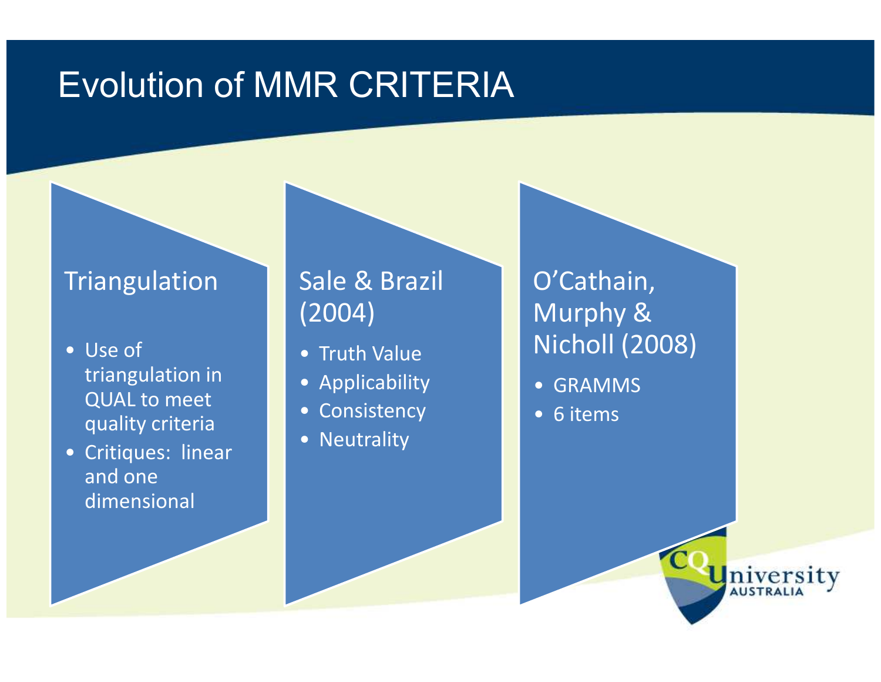# Evolution of MMR CRITERIA

## Triangulation

- Use of triangulation in QUAL to meet quality criteria
- Critiques: linear and one dimensional

## Sale & Brazil (2004)

- Truth Value
- Applicability
- Consistency
- Neutrality

## O'Cathain, Murphy & Nicholl (2008)

- GRAMMS
- 6 items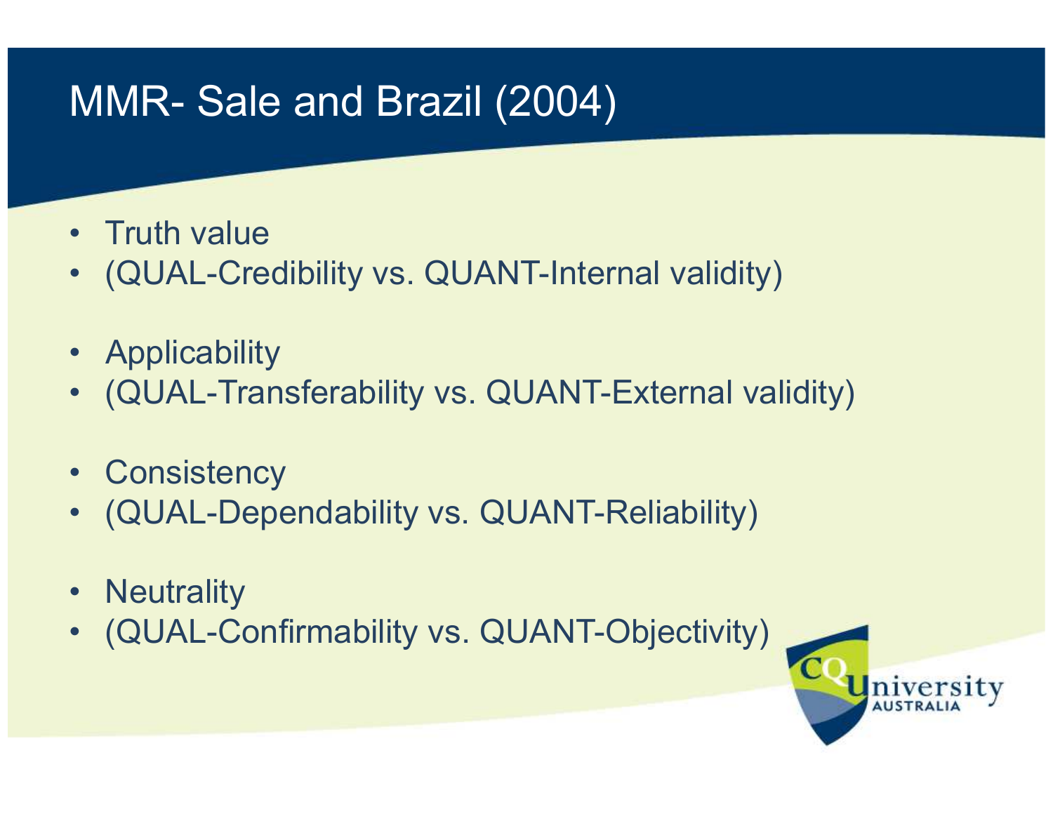# MMR- Sale and Brazil (2004)

- Truth value
- (QUAL-Credibility vs. QUANT-Internal validity)

- Applicability
- (QUAL-Transferability vs. QUANT-External validity)

- Consistency
- (QUAL-Dependability vs. QUANT-Reliability)

- Neutrality
- (QUAL-Confirmability vs. QUANT-Objectivity)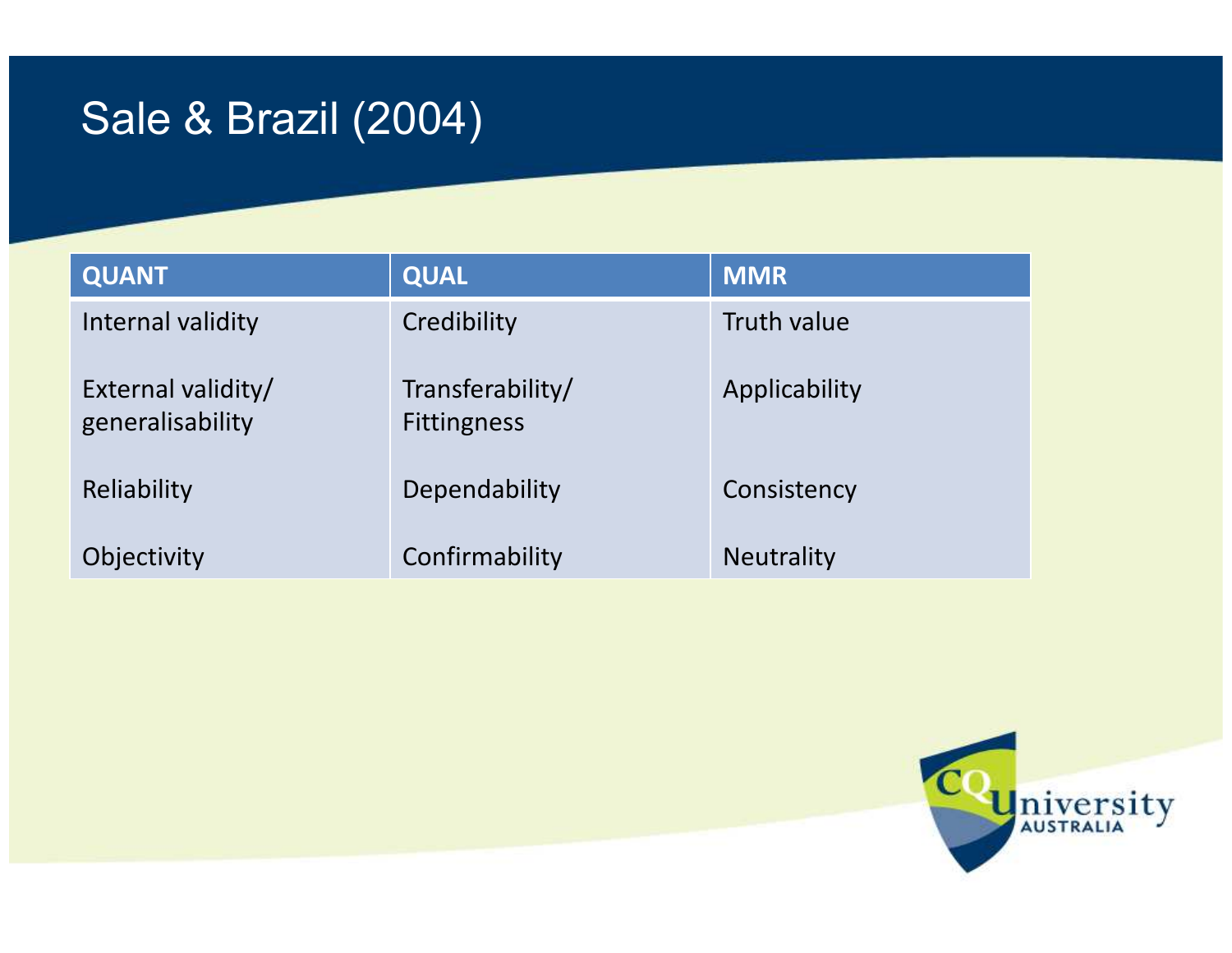# Sale & Brazil (2004)

| QUANT | QUAL | MMR |
|---|---|---|
| Internal validity | Credibility | Truth value |
| External validity/ generalisability | Transferability/ Fittingness | Applicability |
| Reliability | Dependability | Consistency |
| Objectivity | Confirmability | Neutrality |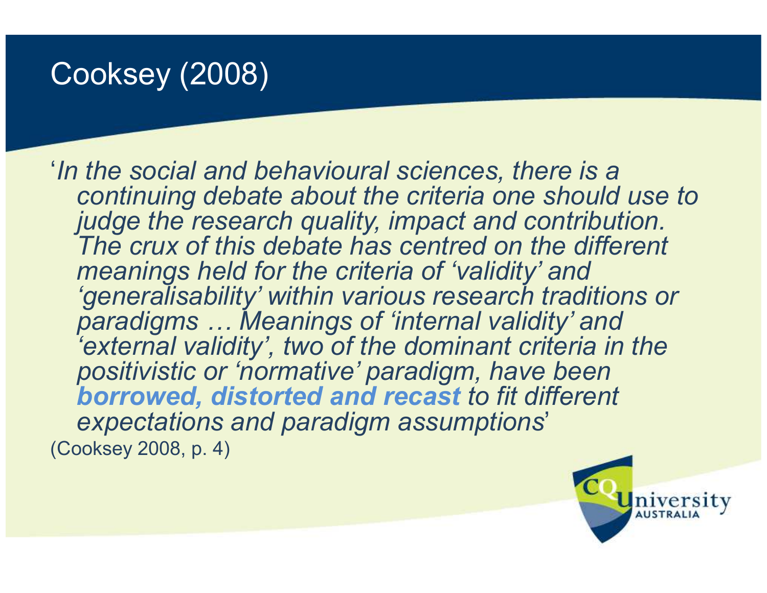# Cooksey (2008)

'*In the social and behavioural sciences, there is a continuing debate about the criteria one should use to judge the research quality, impact and contribution. The crux of this debate has centred on the different meanings held for the criteria of 'validity' and 'generalisability' within various research traditions or paradigms … Meanings of 'internal validity' and 'external validity', two of the dominant criteria in the positivistic or 'normative' paradigm, have been* ***borrowed, distorted and recast*** *to fit different expectations and paradigm assumptions*'

(Cooksey 2008, p. 4)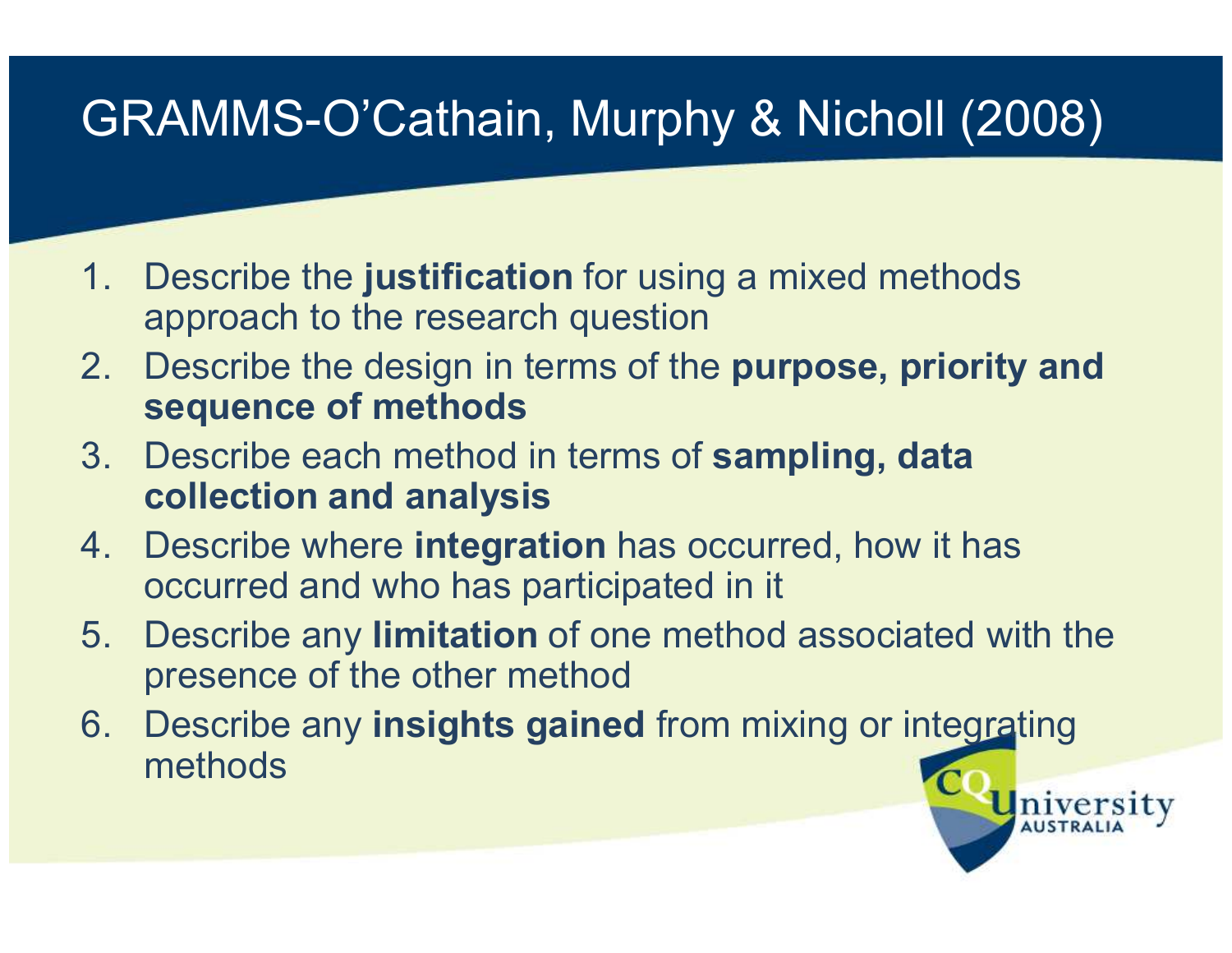# GRAMMS-O'Cathain, Murphy & Nicholl (2008)

1. Describe the **justification** for using a mixed methods approach to the research question
2. Describe the design in terms of the **purpose, priority and sequence of methods**
3. Describe each method in terms of **sampling, data collection and analysis**
4. Describe where **integration** has occurred, how it has occurred and who has participated in it
5. Describe any **limitation** of one method associated with the presence of the other method
6. Describe any **insights gained** from mixing or integrating methods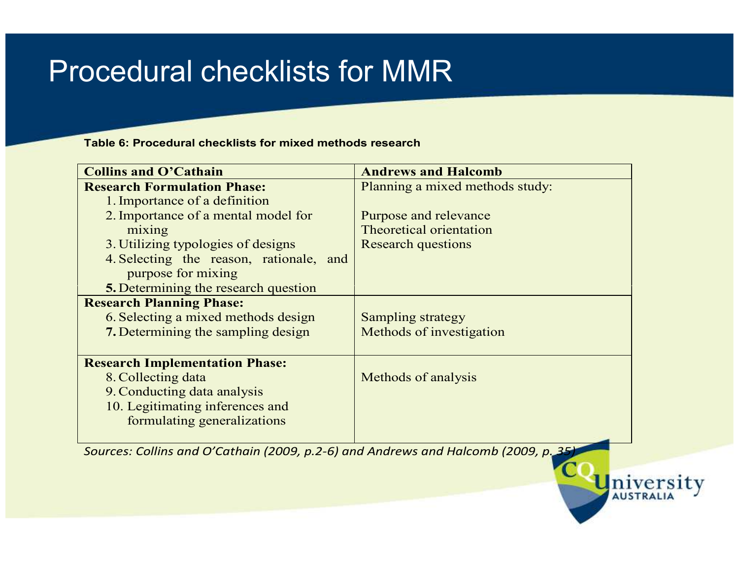# Procedural checklists for MMR

**Table 6: Procedural checklists for mixed methods research**

| Collins and O'Cathain | Andrews and Halcomb |
|---|---|
| **Research Formulation Phase:**<br>1. Importance of a definition<br>2. Importance of a mental model for mixing<br>3. Utilizing typologies of designs<br>4. Selecting the reason, rationale, and purpose for mixing<br>**5.** Determining the research question | Planning a mixed methods study:<br><br>Purpose and relevance<br>Theoretical orientation<br>Research questions |
| **Research Planning Phase:**<br>6. Selecting a mixed methods design<br>**7.** Determining the sampling design | Sampling strategy<br>Methods of investigation |
| **Research Implementation Phase:**<br>8. Collecting data<br>9. Conducting data analysis<br>10. Legitimating inferences and formulating generalizations | Methods of analysis |

*Sources: Collins and O'Cathain (2009, p.2-6) and Andrews and Halcomb (2009, p. 35)*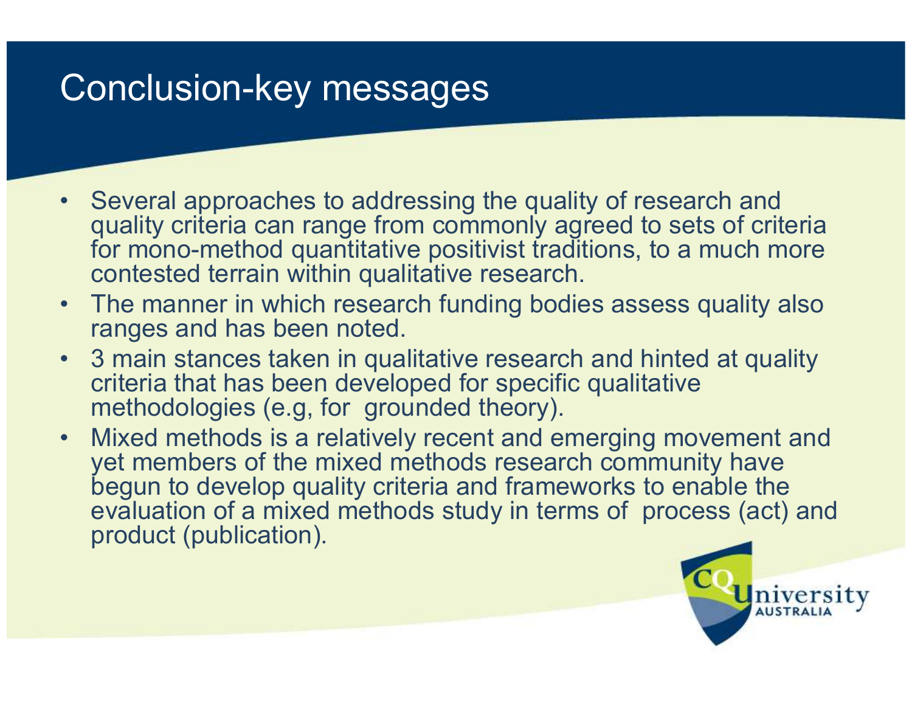# Conclusion-key messages

- Several approaches to addressing the quality of research and quality criteria can range from commonly agreed to sets of criteria for mono-method quantitative positivist traditions, to a much more contested terrain within qualitative research.
- The manner in which research funding bodies assess quality also ranges and has been noted.
- 3 main stances taken in qualitative research and hinted at quality criteria that has been developed for specific qualitative methodologies (e.g, for grounded theory).
- Mixed methods is a relatively recent and emerging movement and yet members of the mixed methods research community have begun to develop quality criteria and frameworks to enable the evaluation of a mixed methods study in terms of process (act) and product (publication).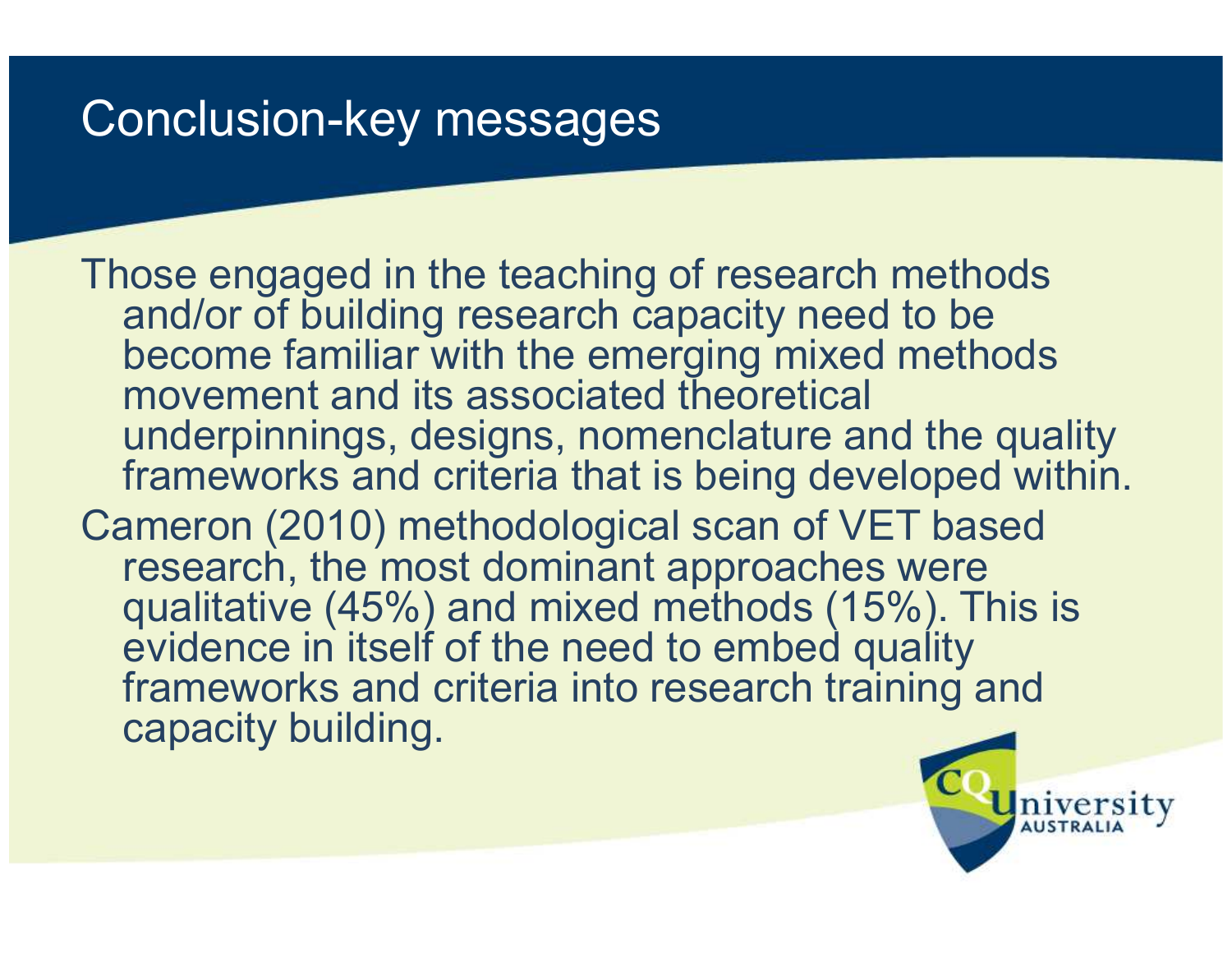# Conclusion-key messages

Those engaged in the teaching of research methods and/or of building research capacity need to be become familiar with the emerging mixed methods movement and its associated theoretical underpinnings, designs, nomenclature and the quality frameworks and criteria that is being developed within.

Cameron (2010) methodological scan of VET based research, the most dominant approaches were qualitative (45%) and mixed methods (15%). This is evidence in itself of the need to embed quality frameworks and criteria into research training and capacity building.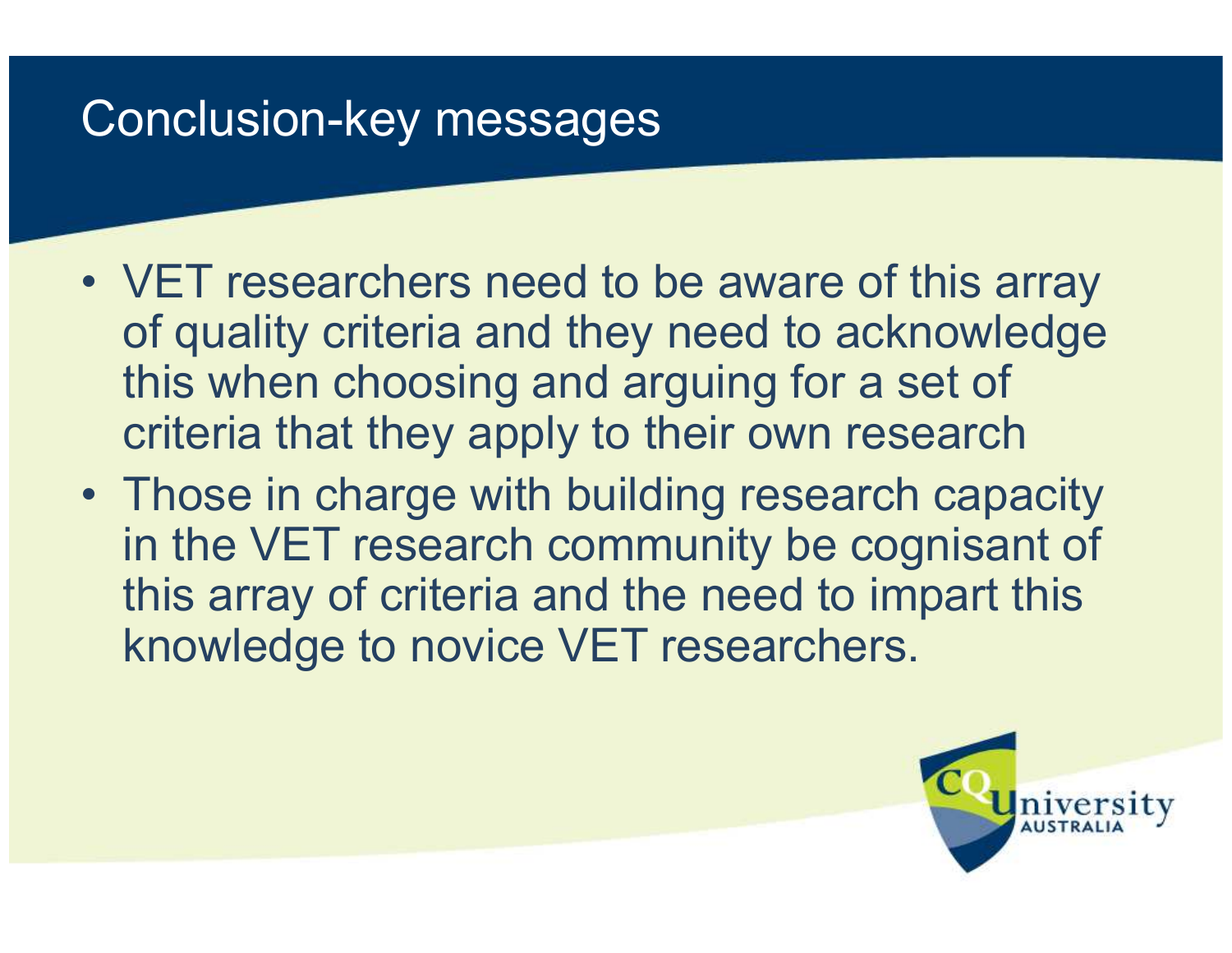# Conclusion-key messages

- VET researchers need to be aware of this array of quality criteria and they need to acknowledge this when choosing and arguing for a set of criteria that they apply to their own research
- Those in charge with building research capacity in the VET research community be cognisant of this array of criteria and the need to impart this knowledge to novice VET researchers.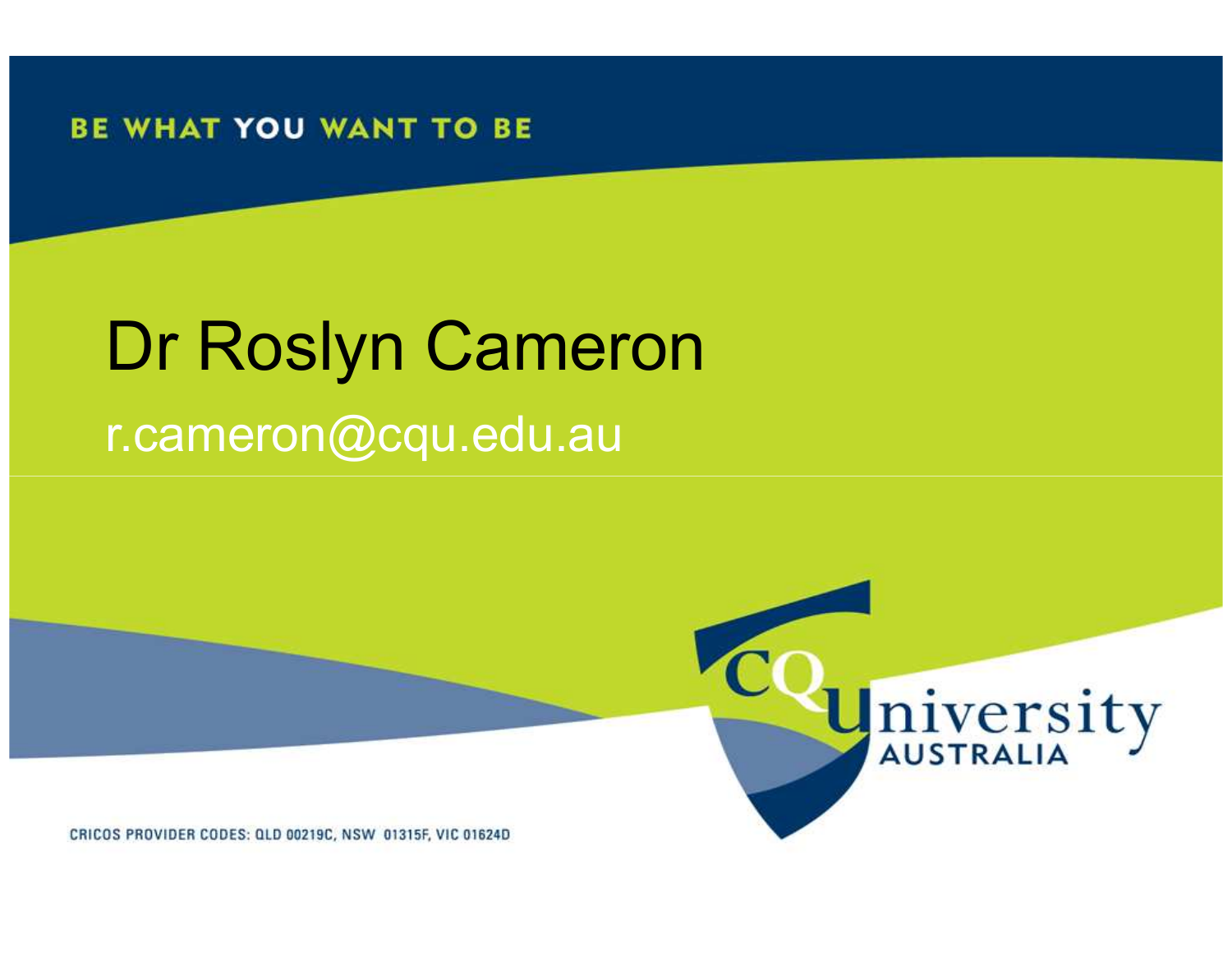BE WHAT YOU WANT TO BE

# Dr Roslyn Cameron

r.cameron@cqu.edu.au

CQUniversity AUSTRALIA

CRICOS PROVIDER CODES: QLD 00219C, NSW 01315F, VIC 01624D